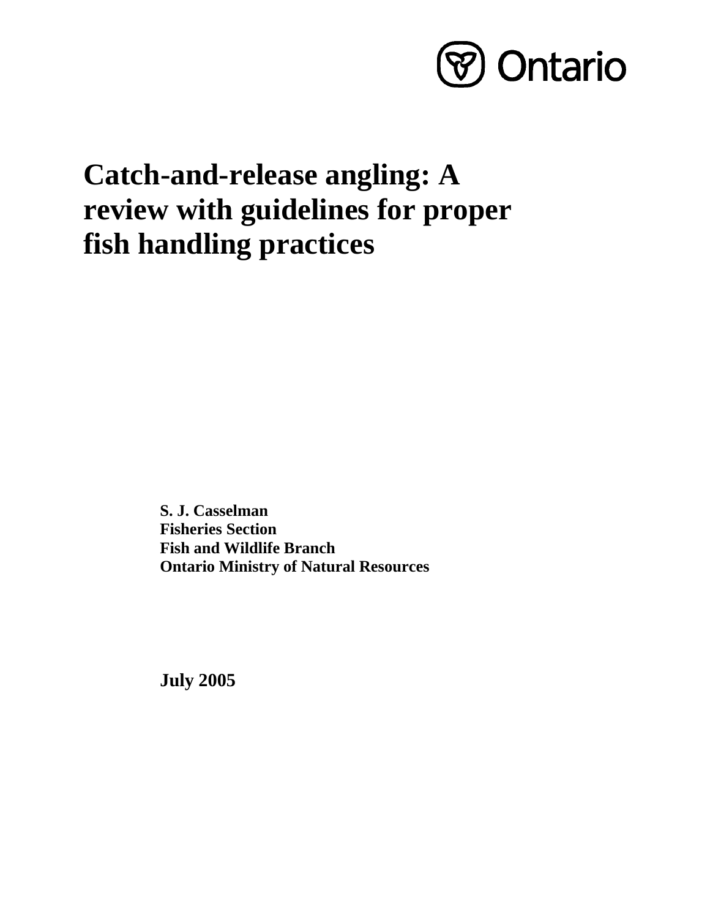Ontario

# Catch-and-release angling: A review with guidelines for proper fish handling practices

**S. J. Casselman**
**Fisheries Section**
**Fish and Wildlife Branch**
**Ontario Ministry of Natural Resources**

**July 2005**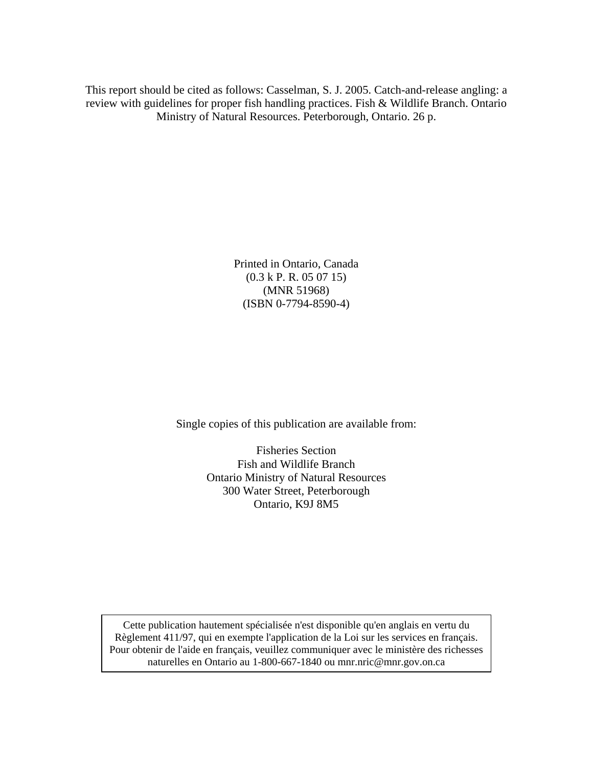This report should be cited as follows: Casselman, S. J. 2005. Catch-and-release angling: a review with guidelines for proper fish handling practices. Fish & Wildlife Branch. Ontario Ministry of Natural Resources. Peterborough, Ontario. 26 p.

Printed in Ontario, Canada
(0.3 k P. R. 05 07 15)
(MNR 51968)
(ISBN 0-7794-8590-4)

Single copies of this publication are available from:

Fisheries Section
Fish and Wildlife Branch
Ontario Ministry of Natural Resources
300 Water Street, Peterborough
Ontario, K9J 8M5

Cette publication hautement spécialisée n'est disponible qu'en anglais en vertu du Règlement 411/97, qui en exempte l'application de la Loi sur les services en français. Pour obtenir de l'aide en français, veuillez communiquer avec le ministère des richesses naturelles en Ontario au 1-800-667-1840 ou mnr.nric@mnr.gov.on.ca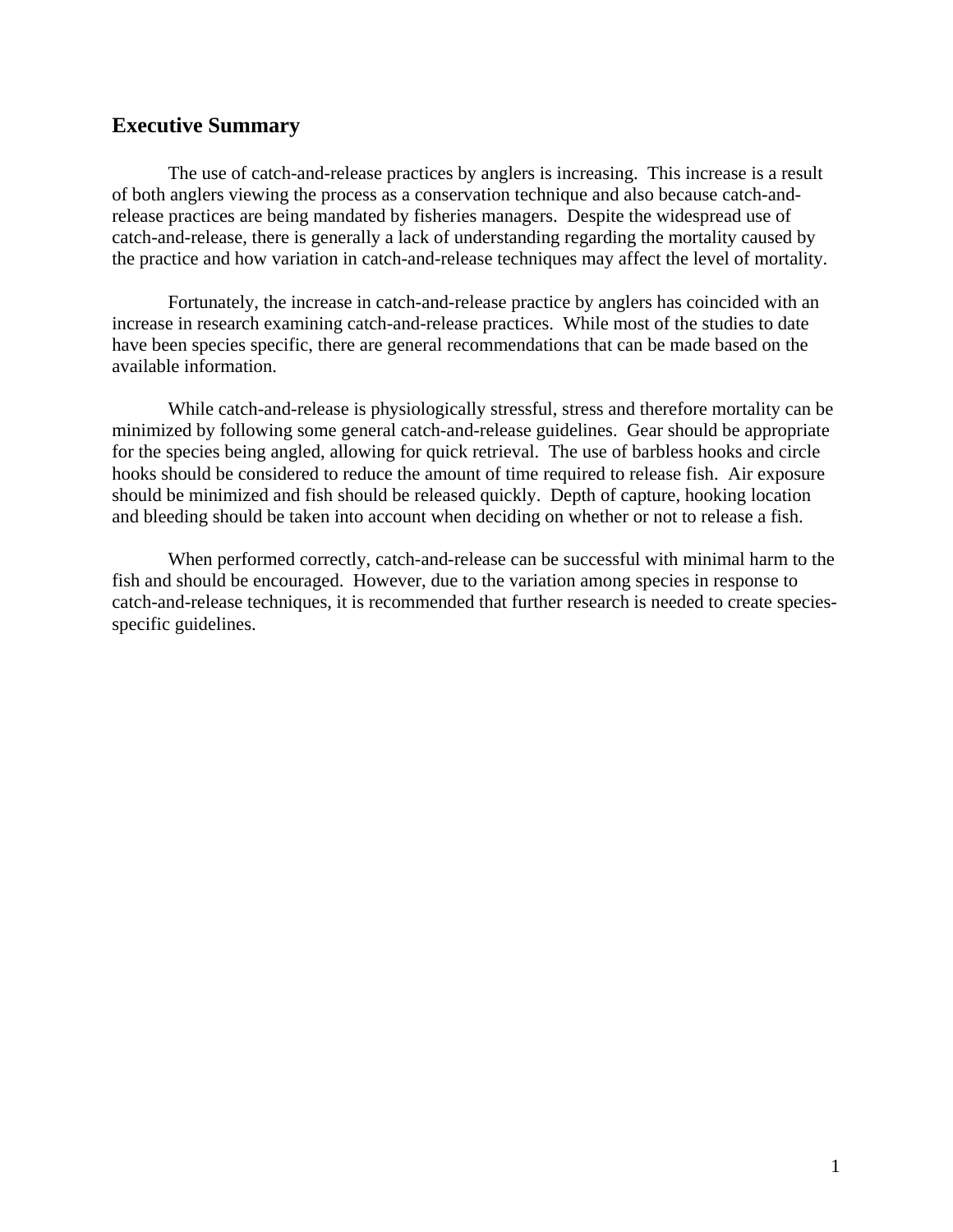## Executive Summary

The use of catch-and-release practices by anglers is increasing. This increase is a result of both anglers viewing the process as a conservation technique and also because catch-and-release practices are being mandated by fisheries managers. Despite the widespread use of catch-and-release, there is generally a lack of understanding regarding the mortality caused by the practice and how variation in catch-and-release techniques may affect the level of mortality.

Fortunately, the increase in catch-and-release practice by anglers has coincided with an increase in research examining catch-and-release practices. While most of the studies to date have been species specific, there are general recommendations that can be made based on the available information.

While catch-and-release is physiologically stressful, stress and therefore mortality can be minimized by following some general catch-and-release guidelines. Gear should be appropriate for the species being angled, allowing for quick retrieval. The use of barbless hooks and circle hooks should be considered to reduce the amount of time required to release fish. Air exposure should be minimized and fish should be released quickly. Depth of capture, hooking location and bleeding should be taken into account when deciding on whether or not to release a fish.

When performed correctly, catch-and-release can be successful with minimal harm to the fish and should be encouraged. However, due to the variation among species in response to catch-and-release techniques, it is recommended that further research is needed to create species-specific guidelines.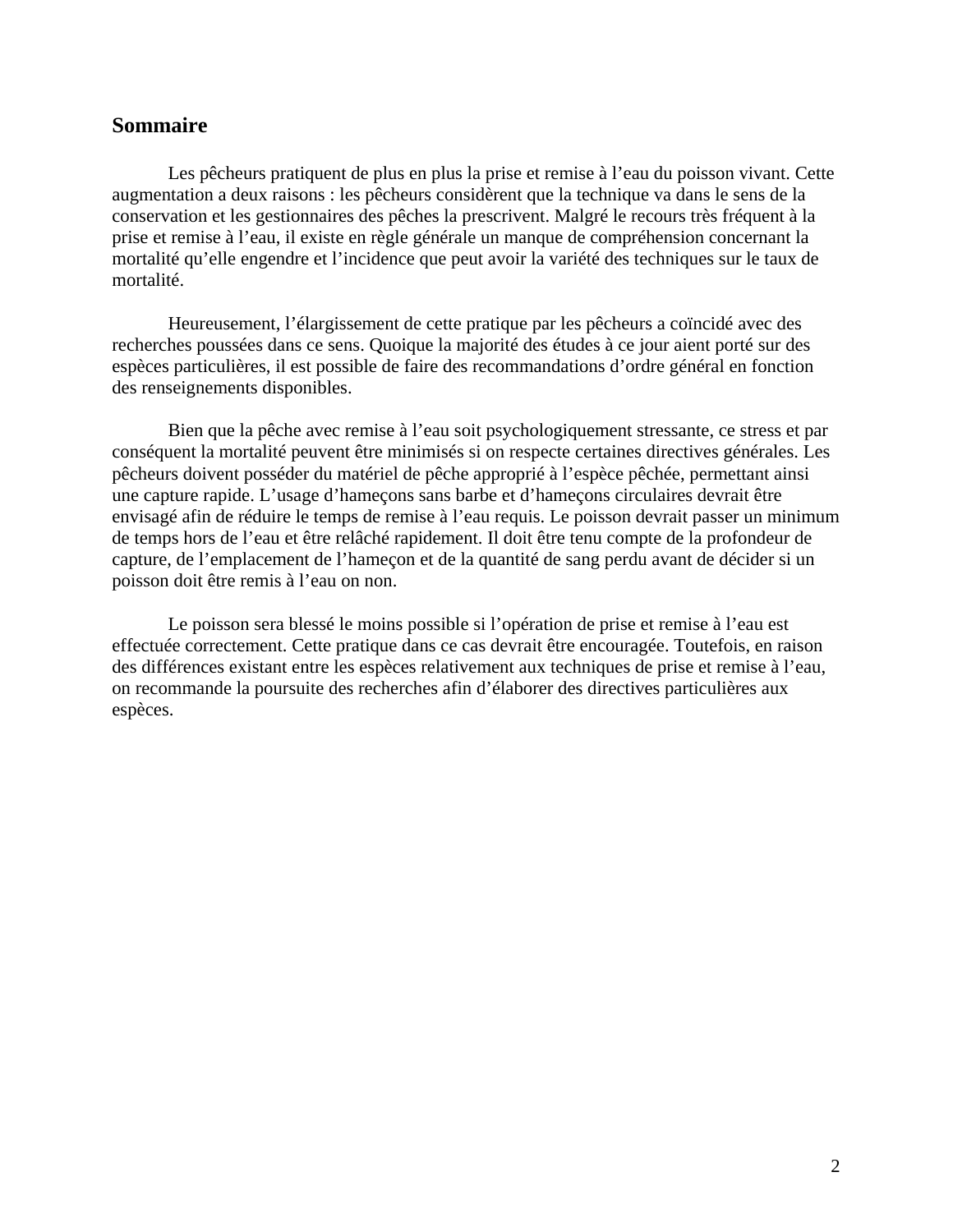## Sommaire

Les pêcheurs pratiquent de plus en plus la prise et remise à l'eau du poisson vivant. Cette augmentation a deux raisons : les pêcheurs considèrent que la technique va dans le sens de la conservation et les gestionnaires des pêches la prescrivent. Malgré le recours très fréquent à la prise et remise à l'eau, il existe en règle générale un manque de compréhension concernant la mortalité qu'elle engendre et l'incidence que peut avoir la variété des techniques sur le taux de mortalité.

Heureusement, l'élargissement de cette pratique par les pêcheurs a coïncidé avec des recherches poussées dans ce sens. Quoique la majorité des études à ce jour aient porté sur des espèces particulières, il est possible de faire des recommandations d'ordre général en fonction des renseignements disponibles.

Bien que la pêche avec remise à l'eau soit psychologiquement stressante, ce stress et par conséquent la mortalité peuvent être minimisés si on respecte certaines directives générales. Les pêcheurs doivent posséder du matériel de pêche approprié à l'espèce pêchée, permettant ainsi une capture rapide. L'usage d'hameçons sans barbe et d'hameçons circulaires devrait être envisagé afin de réduire le temps de remise à l'eau requis. Le poisson devrait passer un minimum de temps hors de l'eau et être relâché rapidement. Il doit être tenu compte de la profondeur de capture, de l'emplacement de l'hameçon et de la quantité de sang perdu avant de décider si un poisson doit être remis à l'eau on non.

Le poisson sera blessé le moins possible si l'opération de prise et remise à l'eau est effectuée correctement. Cette pratique dans ce cas devrait être encouragée. Toutefois, en raison des différences existant entre les espèces relativement aux techniques de prise et remise à l'eau, on recommande la poursuite des recherches afin d'élaborer des directives particulières aux espèces.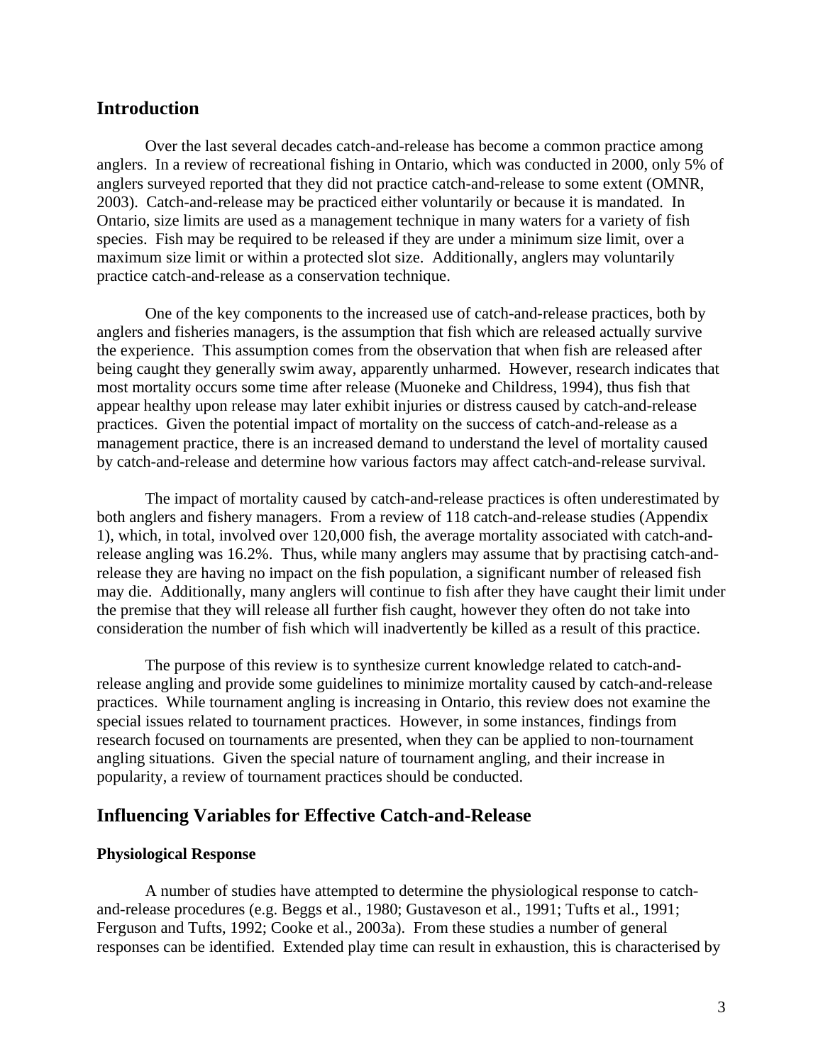## Introduction

Over the last several decades catch-and-release has become a common practice among anglers. In a review of recreational fishing in Ontario, which was conducted in 2000, only 5% of anglers surveyed reported that they did not practice catch-and-release to some extent (OMNR, 2003). Catch-and-release may be practiced either voluntarily or because it is mandated. In Ontario, size limits are used as a management technique in many waters for a variety of fish species. Fish may be required to be released if they are under a minimum size limit, over a maximum size limit or within a protected slot size. Additionally, anglers may voluntarily practice catch-and-release as a conservation technique.

One of the key components to the increased use of catch-and-release practices, both by anglers and fisheries managers, is the assumption that fish which are released actually survive the experience. This assumption comes from the observation that when fish are released after being caught they generally swim away, apparently unharmed. However, research indicates that most mortality occurs some time after release (Muoneke and Childress, 1994), thus fish that appear healthy upon release may later exhibit injuries or distress caused by catch-and-release practices. Given the potential impact of mortality on the success of catch-and-release as a management practice, there is an increased demand to understand the level of mortality caused by catch-and-release and determine how various factors may affect catch-and-release survival.

The impact of mortality caused by catch-and-release practices is often underestimated by both anglers and fishery managers. From a review of 118 catch-and-release studies (Appendix 1), which, in total, involved over 120,000 fish, the average mortality associated with catch-and-release angling was 16.2%. Thus, while many anglers may assume that by practising catch-and-release they are having no impact on the fish population, a significant number of released fish may die. Additionally, many anglers will continue to fish after they have caught their limit under the premise that they will release all further fish caught, however they often do not take into consideration the number of fish which will inadvertently be killed as a result of this practice.

The purpose of this review is to synthesize current knowledge related to catch-and-release angling and provide some guidelines to minimize mortality caused by catch-and-release practices. While tournament angling is increasing in Ontario, this review does not examine the special issues related to tournament practices. However, in some instances, findings from research focused on tournaments are presented, when they can be applied to non-tournament angling situations. Given the special nature of tournament angling, and their increase in popularity, a review of tournament practices should be conducted.

## Influencing Variables for Effective Catch-and-Release

### Physiological Response

A number of studies have attempted to determine the physiological response to catch-and-release procedures (e.g. Beggs et al., 1980; Gustaveson et al., 1991; Tufts et al., 1991; Ferguson and Tufts, 1992; Cooke et al., 2003a). From these studies a number of general responses can be identified. Extended play time can result in exhaustion, this is characterised by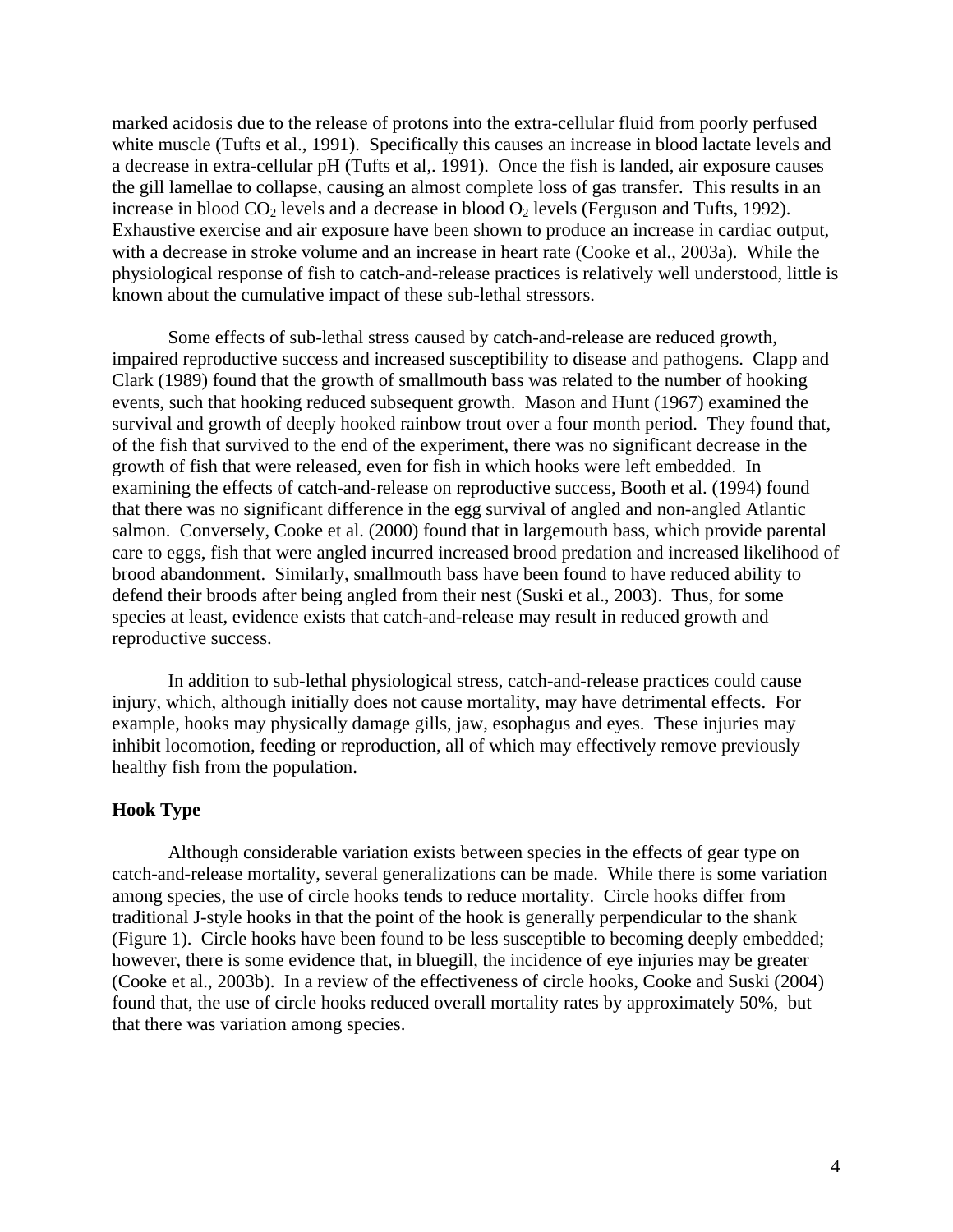marked acidosis due to the release of protons into the extra-cellular fluid from poorly perfused white muscle (Tufts et al., 1991). Specifically this causes an increase in blood lactate levels and a decrease in extra-cellular pH (Tufts et al,. 1991). Once the fish is landed, air exposure causes the gill lamellae to collapse, causing an almost complete loss of gas transfer. This results in an increase in blood $CO_2$ levels and a decrease in blood $O_2$ levels (Ferguson and Tufts, 1992). Exhaustive exercise and air exposure have been shown to produce an increase in cardiac output, with a decrease in stroke volume and an increase in heart rate (Cooke et al., 2003a). While the physiological response of fish to catch-and-release practices is relatively well understood, little is known about the cumulative impact of these sub-lethal stressors.

Some effects of sub-lethal stress caused by catch-and-release are reduced growth, impaired reproductive success and increased susceptibility to disease and pathogens. Clapp and Clark (1989) found that the growth of smallmouth bass was related to the number of hooking events, such that hooking reduced subsequent growth. Mason and Hunt (1967) examined the survival and growth of deeply hooked rainbow trout over a four month period. They found that, of the fish that survived to the end of the experiment, there was no significant decrease in the growth of fish that were released, even for fish in which hooks were left embedded. In examining the effects of catch-and-release on reproductive success, Booth et al. (1994) found that there was no significant difference in the egg survival of angled and non-angled Atlantic salmon. Conversely, Cooke et al. (2000) found that in largemouth bass, which provide parental care to eggs, fish that were angled incurred increased brood predation and increased likelihood of brood abandonment. Similarly, smallmouth bass have been found to have reduced ability to defend their broods after being angled from their nest (Suski et al., 2003). Thus, for some species at least, evidence exists that catch-and-release may result in reduced growth and reproductive success.

In addition to sub-lethal physiological stress, catch-and-release practices could cause injury, which, although initially does not cause mortality, may have detrimental effects. For example, hooks may physically damage gills, jaw, esophagus and eyes. These injuries may inhibit locomotion, feeding or reproduction, all of which may effectively remove previously healthy fish from the population.

### Hook Type

Although considerable variation exists between species in the effects of gear type on catch-and-release mortality, several generalizations can be made. While there is some variation among species, the use of circle hooks tends to reduce mortality. Circle hooks differ from traditional J-style hooks in that the point of the hook is generally perpendicular to the shank (Figure 1). Circle hooks have been found to be less susceptible to becoming deeply embedded; however, there is some evidence that, in bluegill, the incidence of eye injuries may be greater (Cooke et al., 2003b). In a review of the effectiveness of circle hooks, Cooke and Suski (2004) found that, the use of circle hooks reduced overall mortality rates by approximately 50%, but that there was variation among species.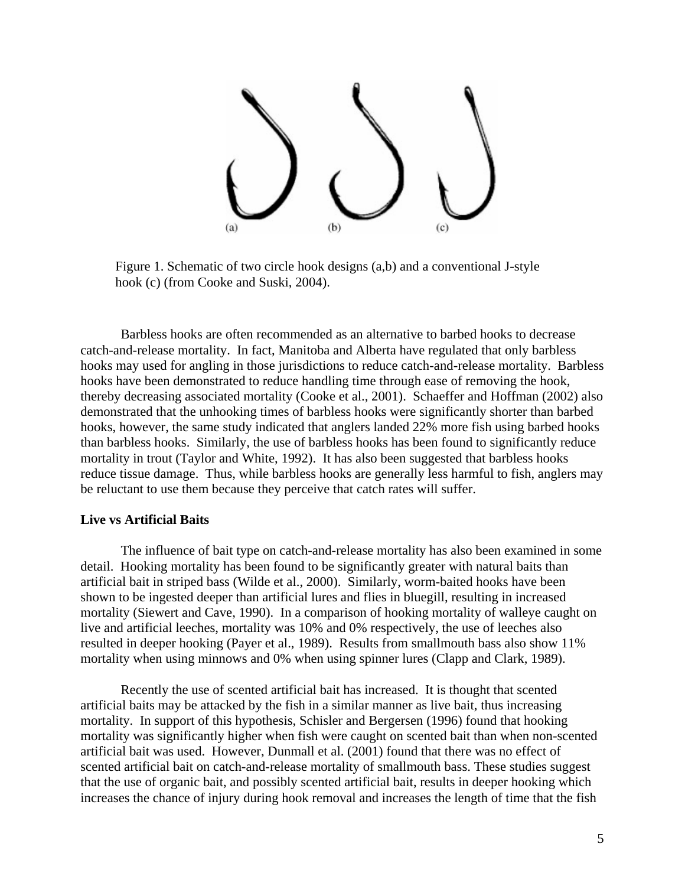Figure 1. Schematic of two circle hook designs (a,b) and a conventional J-style hook (c) (from Cooke and Suski, 2004).

Barbless hooks are often recommended as an alternative to barbed hooks to decrease catch-and-release mortality. In fact, Manitoba and Alberta have regulated that only barbless hooks may used for angling in those jurisdictions to reduce catch-and-release mortality. Barbless hooks have been demonstrated to reduce handling time through ease of removing the hook, thereby decreasing associated mortality (Cooke et al., 2001). Schaeffer and Hoffman (2002) also demonstrated that the unhooking times of barbless hooks were significantly shorter than barbed hooks, however, the same study indicated that anglers landed 22% more fish using barbed hooks than barbless hooks. Similarly, the use of barbless hooks has been found to significantly reduce mortality in trout (Taylor and White, 1992). It has also been suggested that barbless hooks reduce tissue damage. Thus, while barbless hooks are generally less harmful to fish, anglers may be reluctant to use them because they perceive that catch rates will suffer.

**Live vs Artificial Baits**

The influence of bait type on catch-and-release mortality has also been examined in some detail. Hooking mortality has been found to be significantly greater with natural baits than artificial bait in striped bass (Wilde et al., 2000). Similarly, worm-baited hooks have been shown to be ingested deeper than artificial lures and flies in bluegill, resulting in increased mortality (Siewert and Cave, 1990). In a comparison of hooking mortality of walleye caught on live and artificial leeches, mortality was 10% and 0% respectively, the use of leeches also resulted in deeper hooking (Payer et al., 1989). Results from smallmouth bass also show 11% mortality when using minnows and 0% when using spinner lures (Clapp and Clark, 1989).

Recently the use of scented artificial bait has increased. It is thought that scented artificial baits may be attacked by the fish in a similar manner as live bait, thus increasing mortality. In support of this hypothesis, Schisler and Bergersen (1996) found that hooking mortality was significantly higher when fish were caught on scented bait than when non-scented artificial bait was used. However, Dunmall et al. (2001) found that there was no effect of scented artificial bait on catch-and-release mortality of smallmouth bass. These studies suggest that the use of organic bait, and possibly scented artificial bait, results in deeper hooking which increases the chance of injury during hook removal and increases the length of time that the fish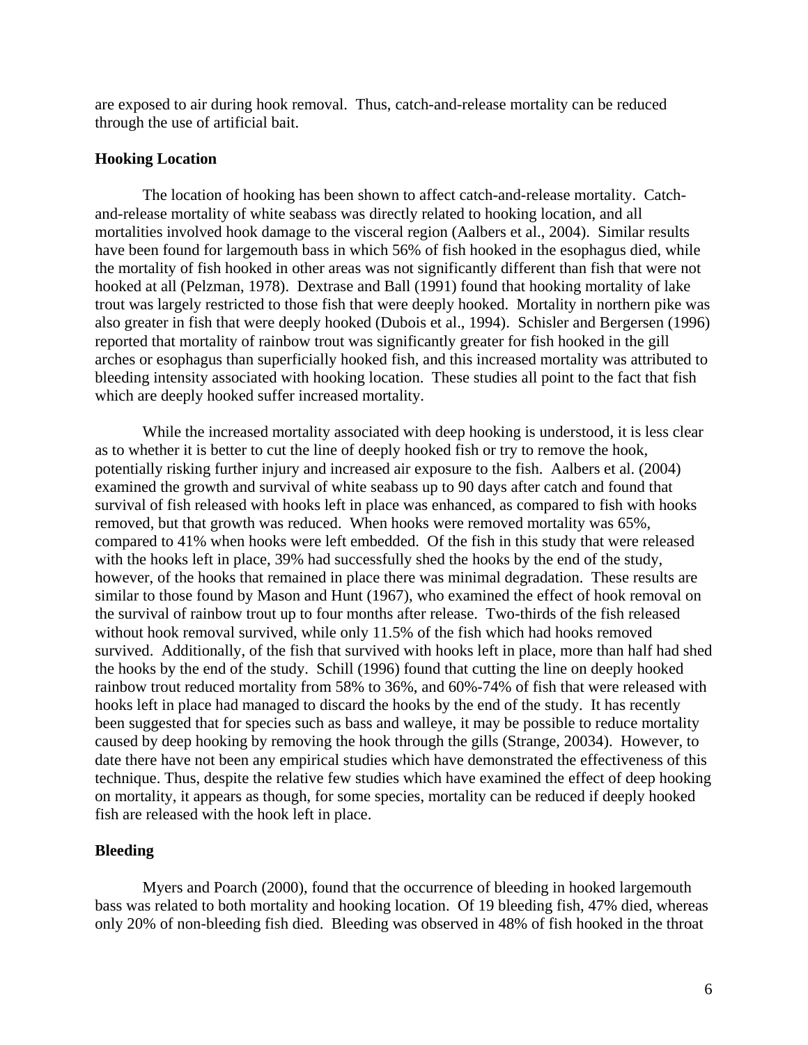are exposed to air during hook removal. Thus, catch-and-release mortality can be reduced through the use of artificial bait.

### Hooking Location

The location of hooking has been shown to affect catch-and-release mortality. Catch-and-release mortality of white seabass was directly related to hooking location, and all mortalities involved hook damage to the visceral region (Aalbers et al., 2004). Similar results have been found for largemouth bass in which 56% of fish hooked in the esophagus died, while the mortality of fish hooked in other areas was not significantly different than fish that were not hooked at all (Pelzman, 1978). Dextrase and Ball (1991) found that hooking mortality of lake trout was largely restricted to those fish that were deeply hooked. Mortality in northern pike was also greater in fish that were deeply hooked (Dubois et al., 1994). Schisler and Bergersen (1996) reported that mortality of rainbow trout was significantly greater for fish hooked in the gill arches or esophagus than superficially hooked fish, and this increased mortality was attributed to bleeding intensity associated with hooking location. These studies all point to the fact that fish which are deeply hooked suffer increased mortality.

While the increased mortality associated with deep hooking is understood, it is less clear as to whether it is better to cut the line of deeply hooked fish or try to remove the hook, potentially risking further injury and increased air exposure to the fish. Aalbers et al. (2004) examined the growth and survival of white seabass up to 90 days after catch and found that survival of fish released with hooks left in place was enhanced, as compared to fish with hooks removed, but that growth was reduced. When hooks were removed mortality was 65%, compared to 41% when hooks were left embedded. Of the fish in this study that were released with the hooks left in place, 39% had successfully shed the hooks by the end of the study, however, of the hooks that remained in place there was minimal degradation. These results are similar to those found by Mason and Hunt (1967), who examined the effect of hook removal on the survival of rainbow trout up to four months after release. Two-thirds of the fish released without hook removal survived, while only 11.5% of the fish which had hooks removed survived. Additionally, of the fish that survived with hooks left in place, more than half had shed the hooks by the end of the study. Schill (1996) found that cutting the line on deeply hooked rainbow trout reduced mortality from 58% to 36%, and 60%-74% of fish that were released with hooks left in place had managed to discard the hooks by the end of the study. It has recently been suggested that for species such as bass and walleye, it may be possible to reduce mortality caused by deep hooking by removing the hook through the gills (Strange, 20034). However, to date there have not been any empirical studies which have demonstrated the effectiveness of this technique. Thus, despite the relative few studies which have examined the effect of deep hooking on mortality, it appears as though, for some species, mortality can be reduced if deeply hooked fish are released with the hook left in place.

### Bleeding

Myers and Poarch (2000), found that the occurrence of bleeding in hooked largemouth bass was related to both mortality and hooking location. Of 19 bleeding fish, 47% died, whereas only 20% of non-bleeding fish died. Bleeding was observed in 48% of fish hooked in the throat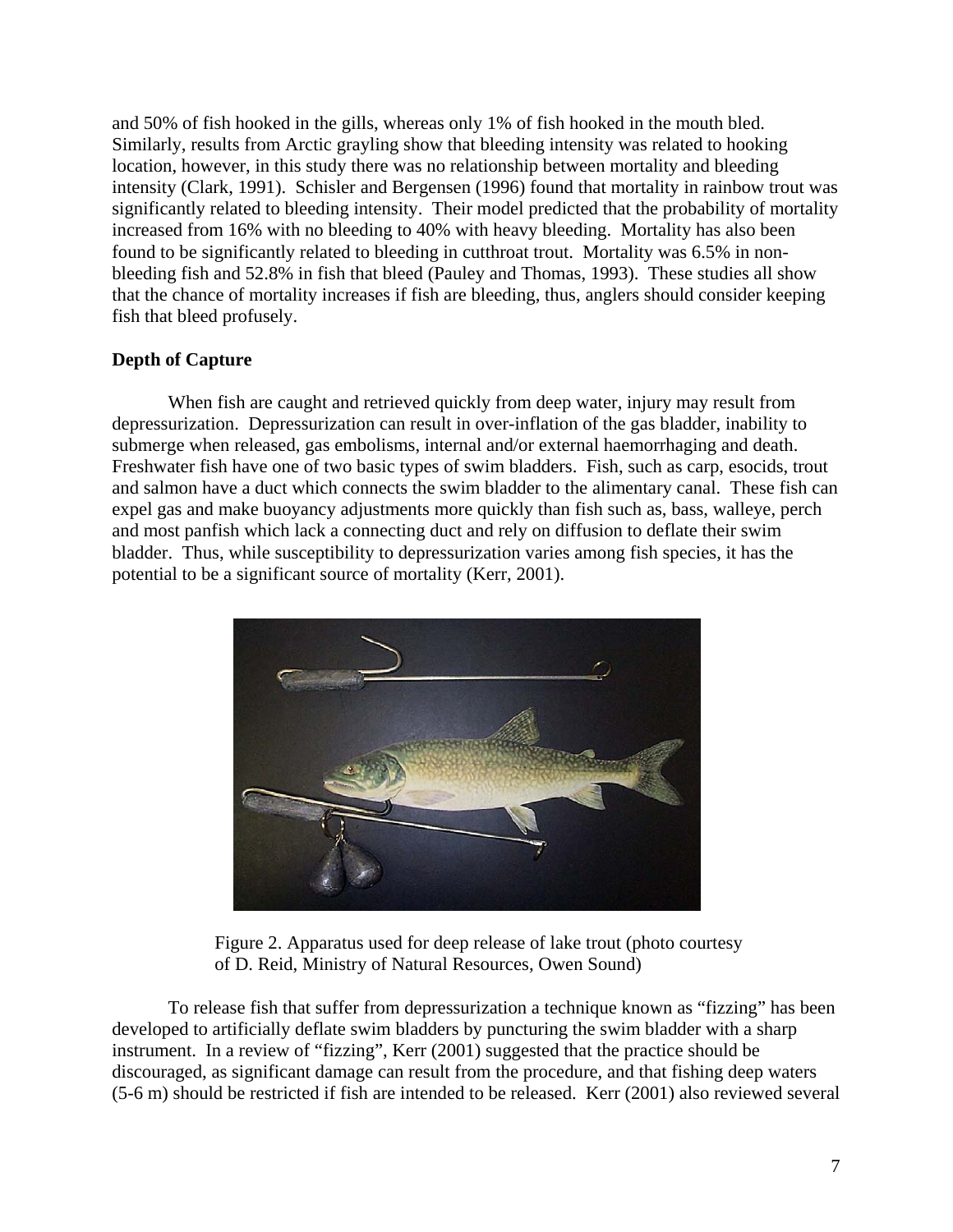and 50% of fish hooked in the gills, whereas only 1% of fish hooked in the mouth bled. Similarly, results from Arctic grayling show that bleeding intensity was related to hooking location, however, in this study there was no relationship between mortality and bleeding intensity (Clark, 1991). Schisler and Bergensen (1996) found that mortality in rainbow trout was significantly related to bleeding intensity. Their model predicted that the probability of mortality increased from 16% with no bleeding to 40% with heavy bleeding. Mortality has also been found to be significantly related to bleeding in cutthroat trout. Mortality was 6.5% in non-bleeding fish and 52.8% in fish that bleed (Pauley and Thomas, 1993). These studies all show that the chance of mortality increases if fish are bleeding, thus, anglers should consider keeping fish that bleed profusely.

**Depth of Capture**

When fish are caught and retrieved quickly from deep water, injury may result from depressurization. Depressurization can result in over-inflation of the gas bladder, inability to submerge when released, gas embolisms, internal and/or external haemorrhaging and death. Freshwater fish have one of two basic types of swim bladders. Fish, such as carp, esocids, trout and salmon have a duct which connects the swim bladder to the alimentary canal. These fish can expel gas and make buoyancy adjustments more quickly than fish such as, bass, walleye, perch and most panfish which lack a connecting duct and rely on diffusion to deflate their swim bladder. Thus, while susceptibility to depressurization varies among fish species, it has the potential to be a significant source of mortality (Kerr, 2001).

Figure 2. Apparatus used for deep release of lake trout (photo courtesy of D. Reid, Ministry of Natural Resources, Owen Sound)

To release fish that suffer from depressurization a technique known as "fizzing" has been developed to artificially deflate swim bladders by puncturing the swim bladder with a sharp instrument. In a review of "fizzing", Kerr (2001) suggested that the practice should be discouraged, as significant damage can result from the procedure, and that fishing deep waters (5-6 m) should be restricted if fish are intended to be released. Kerr (2001) also reviewed several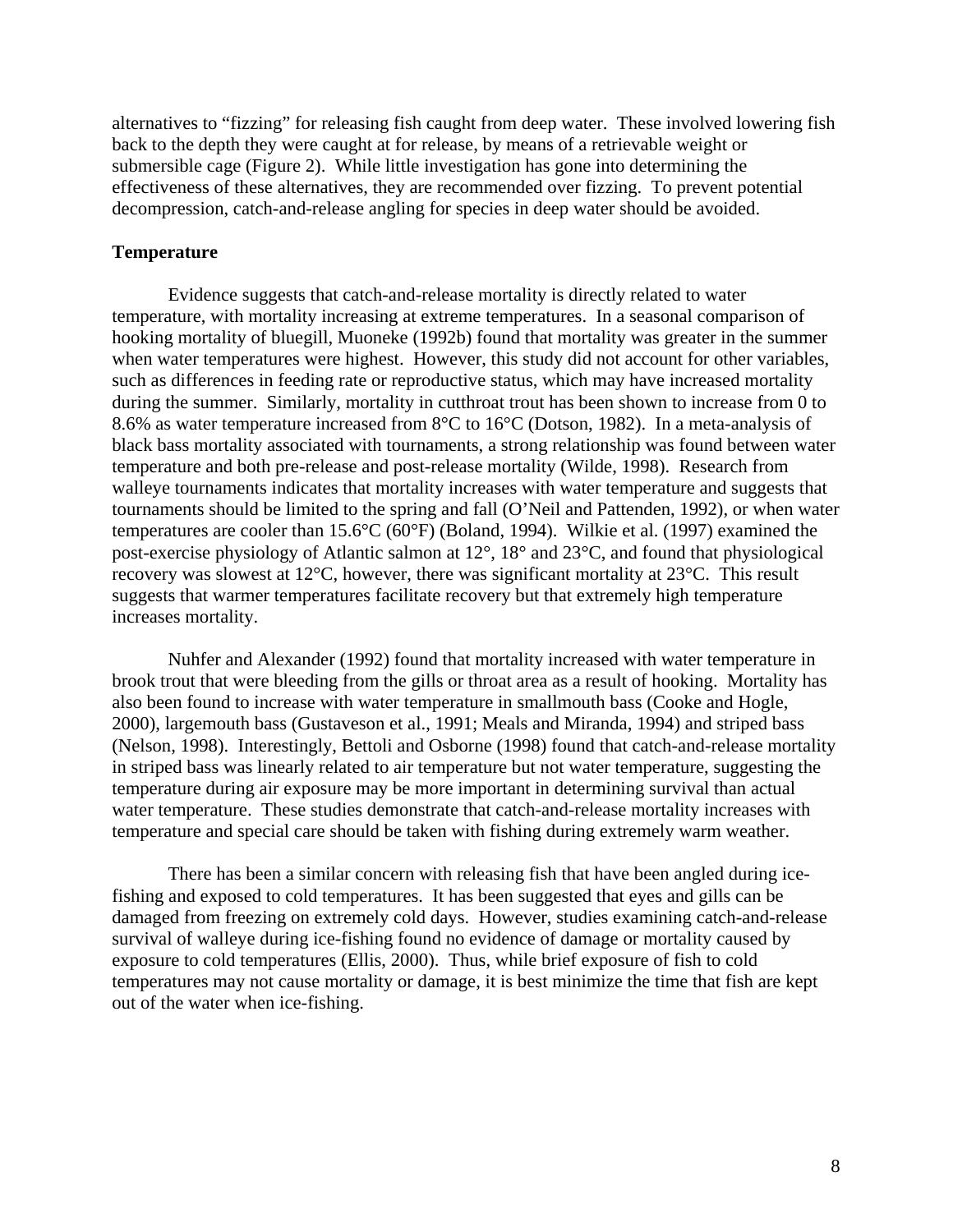alternatives to "fizzing" for releasing fish caught from deep water. These involved lowering fish back to the depth they were caught at for release, by means of a retrievable weight or submersible cage (Figure 2). While little investigation has gone into determining the effectiveness of these alternatives, they are recommended over fizzing. To prevent potential decompression, catch-and-release angling for species in deep water should be avoided.

**Temperature**

Evidence suggests that catch-and-release mortality is directly related to water temperature, with mortality increasing at extreme temperatures. In a seasonal comparison of hooking mortality of bluegill, Muoneke (1992b) found that mortality was greater in the summer when water temperatures were highest. However, this study did not account for other variables, such as differences in feeding rate or reproductive status, which may have increased mortality during the summer. Similarly, mortality in cutthroat trout has been shown to increase from 0 to 8.6% as water temperature increased from 8°C to 16°C (Dotson, 1982). In a meta-analysis of black bass mortality associated with tournaments, a strong relationship was found between water temperature and both pre-release and post-release mortality (Wilde, 1998). Research from walleye tournaments indicates that mortality increases with water temperature and suggests that tournaments should be limited to the spring and fall (O'Neil and Pattenden, 1992), or when water temperatures are cooler than 15.6°C (60°F) (Boland, 1994). Wilkie et al. (1997) examined the post-exercise physiology of Atlantic salmon at 12°, 18° and 23°C, and found that physiological recovery was slowest at 12°C, however, there was significant mortality at 23°C. This result suggests that warmer temperatures facilitate recovery but that extremely high temperature increases mortality.

Nuhfer and Alexander (1992) found that mortality increased with water temperature in brook trout that were bleeding from the gills or throat area as a result of hooking. Mortality has also been found to increase with water temperature in smallmouth bass (Cooke and Hogle, 2000), largemouth bass (Gustaveson et al., 1991; Meals and Miranda, 1994) and striped bass (Nelson, 1998). Interestingly, Bettoli and Osborne (1998) found that catch-and-release mortality in striped bass was linearly related to air temperature but not water temperature, suggesting the temperature during air exposure may be more important in determining survival than actual water temperature. These studies demonstrate that catch-and-release mortality increases with temperature and special care should be taken with fishing during extremely warm weather.

There has been a similar concern with releasing fish that have been angled during ice-fishing and exposed to cold temperatures. It has been suggested that eyes and gills can be damaged from freezing on extremely cold days. However, studies examining catch-and-release survival of walleye during ice-fishing found no evidence of damage or mortality caused by exposure to cold temperatures (Ellis, 2000). Thus, while brief exposure of fish to cold temperatures may not cause mortality or damage, it is best minimize the time that fish are kept out of the water when ice-fishing.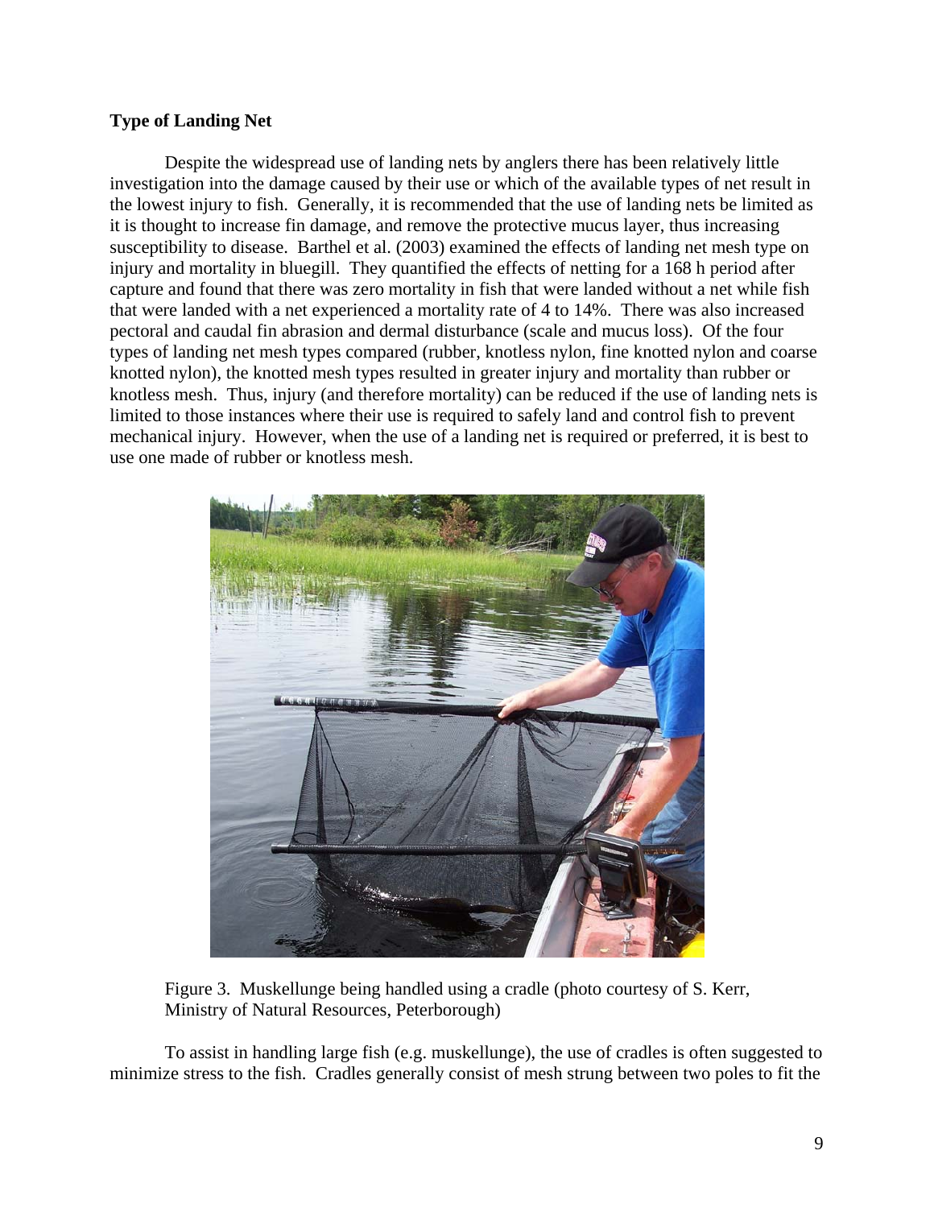**Type of Landing Net**

Despite the widespread use of landing nets by anglers there has been relatively little investigation into the damage caused by their use or which of the available types of net result in the lowest injury to fish. Generally, it is recommended that the use of landing nets be limited as it is thought to increase fin damage, and remove the protective mucus layer, thus increasing susceptibility to disease. Barthel et al. (2003) examined the effects of landing net mesh type on injury and mortality in bluegill. They quantified the effects of netting for a 168 h period after capture and found that there was zero mortality in fish that were landed without a net while fish that were landed with a net experienced a mortality rate of 4 to 14%. There was also increased pectoral and caudal fin abrasion and dermal disturbance (scale and mucus loss). Of the four types of landing net mesh types compared (rubber, knotless nylon, fine knotted nylon and coarse knotted nylon), the knotted mesh types resulted in greater injury and mortality than rubber or knotless mesh. Thus, injury (and therefore mortality) can be reduced if the use of landing nets is limited to those instances where their use is required to safely land and control fish to prevent mechanical injury. However, when the use of a landing net is required or preferred, it is best to use one made of rubber or knotless mesh.

Figure 3. Muskellunge being handled using a cradle (photo courtesy of S. Kerr, Ministry of Natural Resources, Peterborough)

To assist in handling large fish (e.g. muskellunge), the use of cradles is often suggested to minimize stress to the fish. Cradles generally consist of mesh strung between two poles to fit the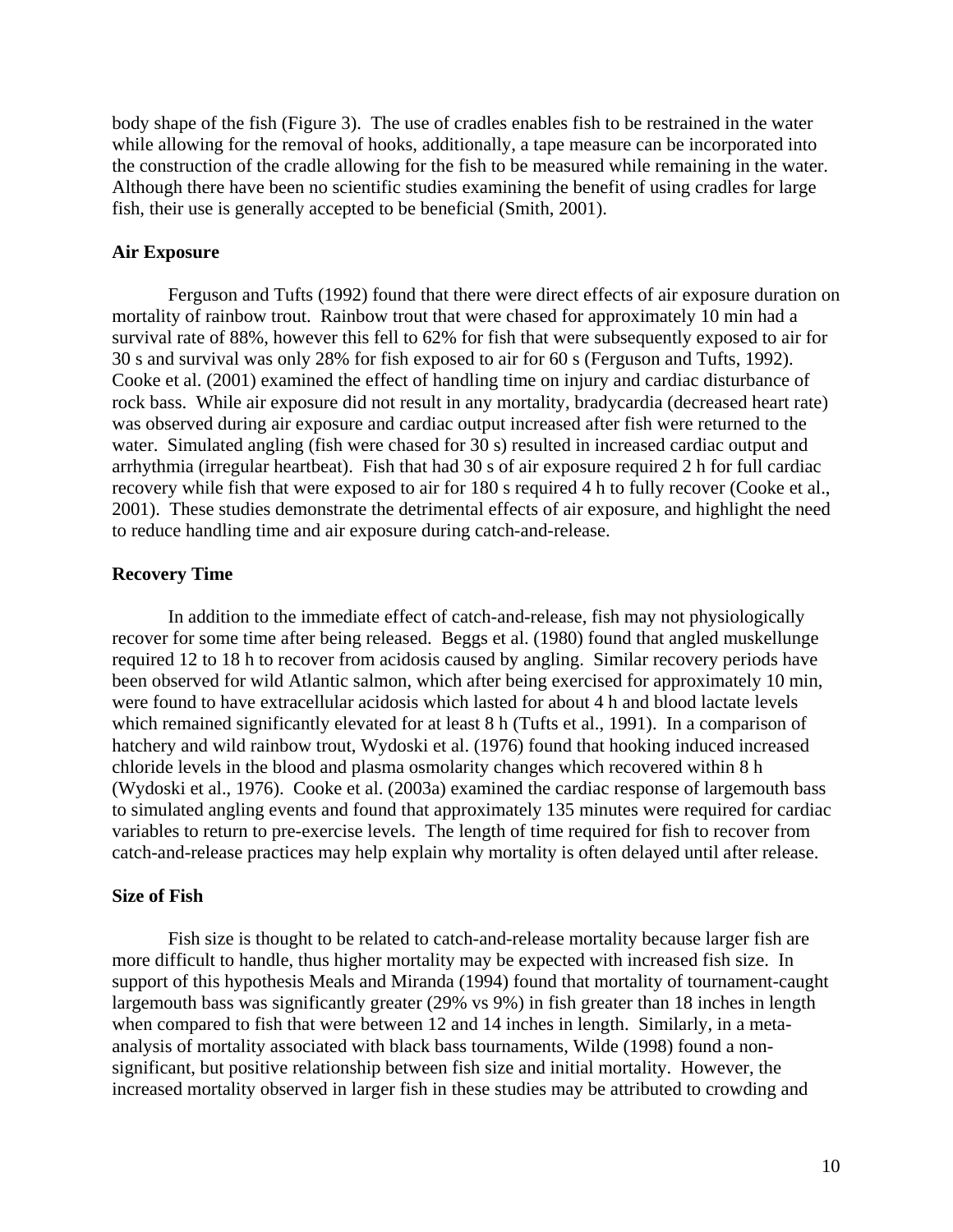body shape of the fish (Figure 3). The use of cradles enables fish to be restrained in the water while allowing for the removal of hooks, additionally, a tape measure can be incorporated into the construction of the cradle allowing for the fish to be measured while remaining in the water. Although there have been no scientific studies examining the benefit of using cradles for large fish, their use is generally accepted to be beneficial (Smith, 2001).

### Air Exposure

Ferguson and Tufts (1992) found that there were direct effects of air exposure duration on mortality of rainbow trout. Rainbow trout that were chased for approximately 10 min had a survival rate of 88%, however this fell to 62% for fish that were subsequently exposed to air for 30 s and survival was only 28% for fish exposed to air for 60 s (Ferguson and Tufts, 1992). Cooke et al. (2001) examined the effect of handling time on injury and cardiac disturbance of rock bass. While air exposure did not result in any mortality, bradycardia (decreased heart rate) was observed during air exposure and cardiac output increased after fish were returned to the water. Simulated angling (fish were chased for 30 s) resulted in increased cardiac output and arrhythmia (irregular heartbeat). Fish that had 30 s of air exposure required 2 h for full cardiac recovery while fish that were exposed to air for 180 s required 4 h to fully recover (Cooke et al., 2001). These studies demonstrate the detrimental effects of air exposure, and highlight the need to reduce handling time and air exposure during catch-and-release.

### Recovery Time

In addition to the immediate effect of catch-and-release, fish may not physiologically recover for some time after being released. Beggs et al. (1980) found that angled muskellunge required 12 to 18 h to recover from acidosis caused by angling. Similar recovery periods have been observed for wild Atlantic salmon, which after being exercised for approximately 10 min, were found to have extracellular acidosis which lasted for about 4 h and blood lactate levels which remained significantly elevated for at least 8 h (Tufts et al., 1991). In a comparison of hatchery and wild rainbow trout, Wydoski et al. (1976) found that hooking induced increased chloride levels in the blood and plasma osmolarity changes which recovered within 8 h (Wydoski et al., 1976). Cooke et al. (2003a) examined the cardiac response of largemouth bass to simulated angling events and found that approximately 135 minutes were required for cardiac variables to return to pre-exercise levels. The length of time required for fish to recover from catch-and-release practices may help explain why mortality is often delayed until after release.

### Size of Fish

Fish size is thought to be related to catch-and-release mortality because larger fish are more difficult to handle, thus higher mortality may be expected with increased fish size. In support of this hypothesis Meals and Miranda (1994) found that mortality of tournament-caught largemouth bass was significantly greater (29% vs 9%) in fish greater than 18 inches in length when compared to fish that were between 12 and 14 inches in length. Similarly, in a meta-analysis of mortality associated with black bass tournaments, Wilde (1998) found a non-significant, but positive relationship between fish size and initial mortality. However, the increased mortality observed in larger fish in these studies may be attributed to crowding and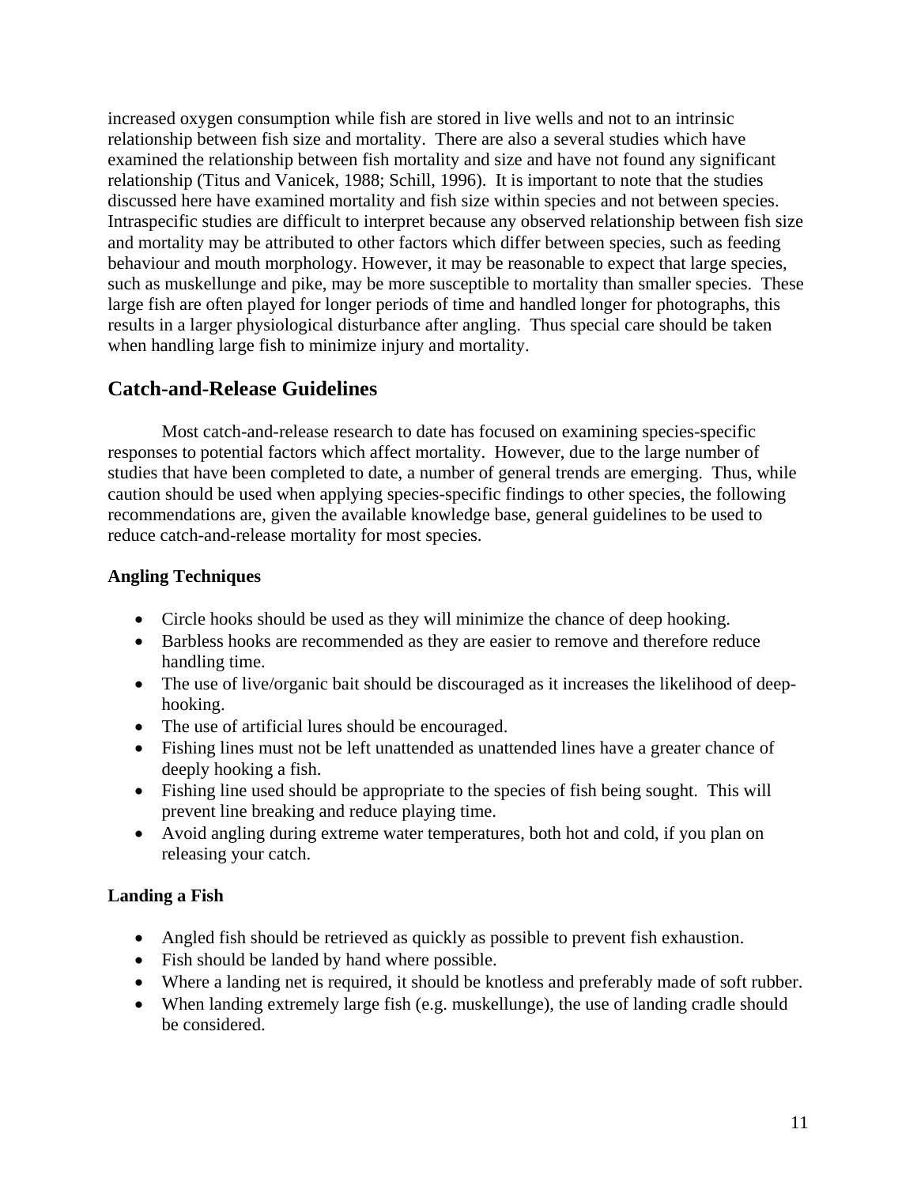increased oxygen consumption while fish are stored in live wells and not to an intrinsic relationship between fish size and mortality. There are also a several studies which have examined the relationship between fish mortality and size and have not found any significant relationship (Titus and Vanicek, 1988; Schill, 1996). It is important to note that the studies discussed here have examined mortality and fish size within species and not between species. Intraspecific studies are difficult to interpret because any observed relationship between fish size and mortality may be attributed to other factors which differ between species, such as feeding behaviour and mouth morphology. However, it may be reasonable to expect that large species, such as muskellunge and pike, may be more susceptible to mortality than smaller species. These large fish are often played for longer periods of time and handled longer for photographs, this results in a larger physiological disturbance after angling. Thus special care should be taken when handling large fish to minimize injury and mortality.

## Catch-and-Release Guidelines

Most catch-and-release research to date has focused on examining species-specific responses to potential factors which affect mortality. However, due to the large number of studies that have been completed to date, a number of general trends are emerging. Thus, while caution should be used when applying species-specific findings to other species, the following recommendations are, given the available knowledge base, general guidelines to be used to reduce catch-and-release mortality for most species.

### Angling Techniques

- Circle hooks should be used as they will minimize the chance of deep hooking.
- Barbless hooks are recommended as they are easier to remove and therefore reduce handling time.
- The use of live/organic bait should be discouraged as it increases the likelihood of deep-hooking.
- The use of artificial lures should be encouraged.
- Fishing lines must not be left unattended as unattended lines have a greater chance of deeply hooking a fish.
- Fishing line used should be appropriate to the species of fish being sought. This will prevent line breaking and reduce playing time.
- Avoid angling during extreme water temperatures, both hot and cold, if you plan on releasing your catch.

### Landing a Fish

- Angled fish should be retrieved as quickly as possible to prevent fish exhaustion.
- Fish should be landed by hand where possible.
- Where a landing net is required, it should be knotless and preferably made of soft rubber.
- When landing extremely large fish (e.g. muskellunge), the use of landing cradle should be considered.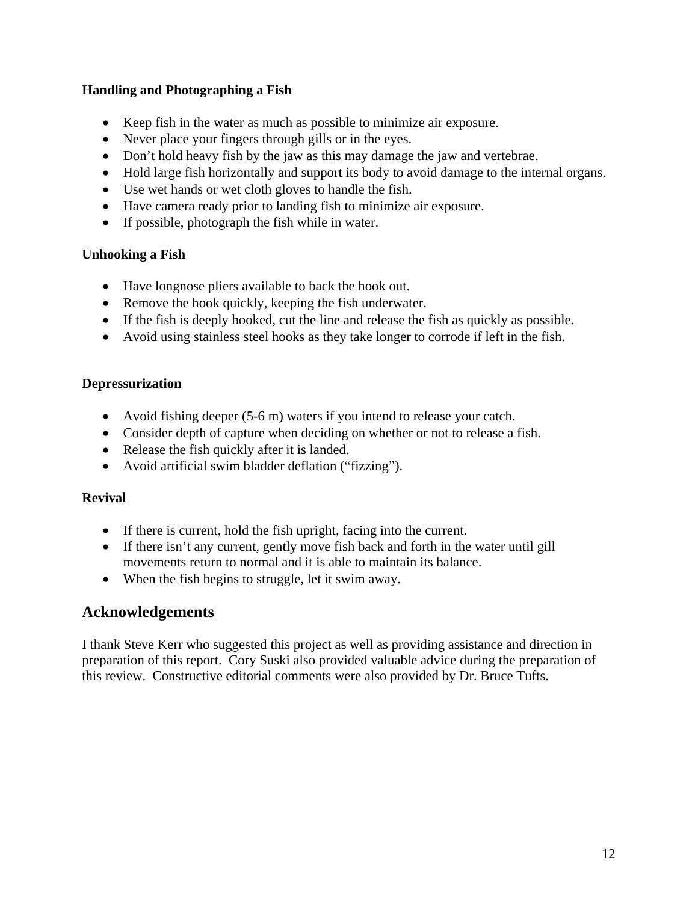### Handling and Photographing a Fish

- Keep fish in the water as much as possible to minimize air exposure.
- Never place your fingers through gills or in the eyes.
- Don't hold heavy fish by the jaw as this may damage the jaw and vertebrae.
- Hold large fish horizontally and support its body to avoid damage to the internal organs.
- Use wet hands or wet cloth gloves to handle the fish.
- Have camera ready prior to landing fish to minimize air exposure.
- If possible, photograph the fish while in water.

### Unhooking a Fish

- Have longnose pliers available to back the hook out.
- Remove the hook quickly, keeping the fish underwater.
- If the fish is deeply hooked, cut the line and release the fish as quickly as possible.
- Avoid using stainless steel hooks as they take longer to corrode if left in the fish.

### Depressurization

- Avoid fishing deeper (5-6 m) waters if you intend to release your catch.
- Consider depth of capture when deciding on whether or not to release a fish.
- Release the fish quickly after it is landed.
- Avoid artificial swim bladder deflation ("fizzing").

### Revival

- If there is current, hold the fish upright, facing into the current.
- If there isn't any current, gently move fish back and forth in the water until gill movements return to normal and it is able to maintain its balance.
- When the fish begins to struggle, let it swim away.

## Acknowledgements

I thank Steve Kerr who suggested this project as well as providing assistance and direction in preparation of this report. Cory Suski also provided valuable advice during the preparation of this review. Constructive editorial comments were also provided by Dr. Bruce Tufts.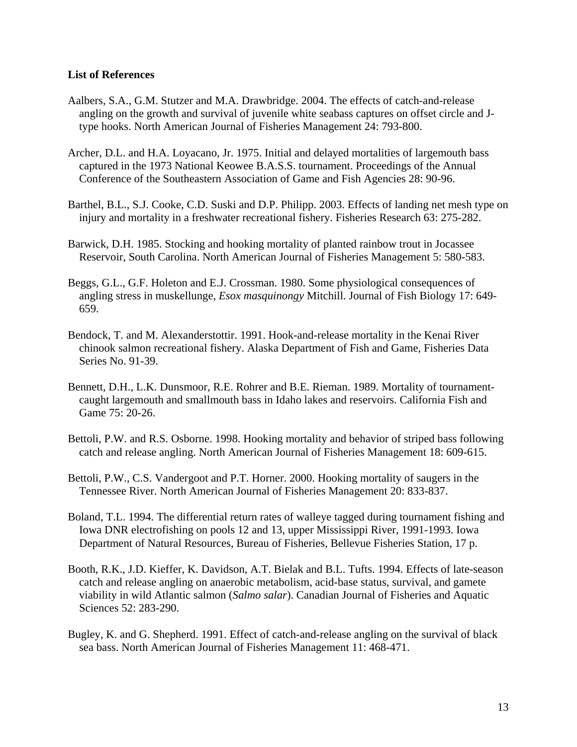**List of References**

Aalbers, S.A., G.M. Stutzer and M.A. Drawbridge. 2004. The effects of catch-and-release angling on the growth and survival of juvenile white seabass captures on offset circle and J-type hooks. North American Journal of Fisheries Management 24: 793-800.

Archer, D.L. and H.A. Loyacano, Jr. 1975. Initial and delayed mortalities of largemouth bass captured in the 1973 National Keowee B.A.S.S. tournament. Proceedings of the Annual Conference of the Southeastern Association of Game and Fish Agencies 28: 90-96.

Barthel, B.L., S.J. Cooke, C.D. Suski and D.P. Philipp. 2003. Effects of landing net mesh type on injury and mortality in a freshwater recreational fishery. Fisheries Research 63: 275-282.

Barwick, D.H. 1985. Stocking and hooking mortality of planted rainbow trout in Jocassee Reservoir, South Carolina. North American Journal of Fisheries Management 5: 580-583.

Beggs, G.L., G.F. Holeton and E.J. Crossman. 1980. Some physiological consequences of angling stress in muskellunge, *Esox masquinongy* Mitchill. Journal of Fish Biology 17: 649-659.

Bendock, T. and M. Alexanderstottir. 1991. Hook-and-release mortality in the Kenai River chinook salmon recreational fishery. Alaska Department of Fish and Game, Fisheries Data Series No. 91-39.

Bennett, D.H., L.K. Dunsmoor, R.E. Rohrer and B.E. Rieman. 1989. Mortality of tournament-caught largemouth and smallmouth bass in Idaho lakes and reservoirs. California Fish and Game 75: 20-26.

Bettoli, P.W. and R.S. Osborne. 1998. Hooking mortality and behavior of striped bass following catch and release angling. North American Journal of Fisheries Management 18: 609-615.

Bettoli, P.W., C.S. Vandergoot and P.T. Horner. 2000. Hooking mortality of saugers in the Tennessee River. North American Journal of Fisheries Management 20: 833-837.

Boland, T.L. 1994. The differential return rates of walleye tagged during tournament fishing and Iowa DNR electrofishing on pools 12 and 13, upper Mississippi River, 1991-1993. Iowa Department of Natural Resources, Bureau of Fisheries, Bellevue Fisheries Station, 17 p.

Booth, R.K., J.D. Kieffer, K. Davidson, A.T. Bielak and B.L. Tufts. 1994. Effects of late-season catch and release angling on anaerobic metabolism, acid-base status, survival, and gamete viability in wild Atlantic salmon (*Salmo salar*). Canadian Journal of Fisheries and Aquatic Sciences 52: 283-290.

Bugley, K. and G. Shepherd. 1991. Effect of catch-and-release angling on the survival of black sea bass. North American Journal of Fisheries Management 11: 468-471.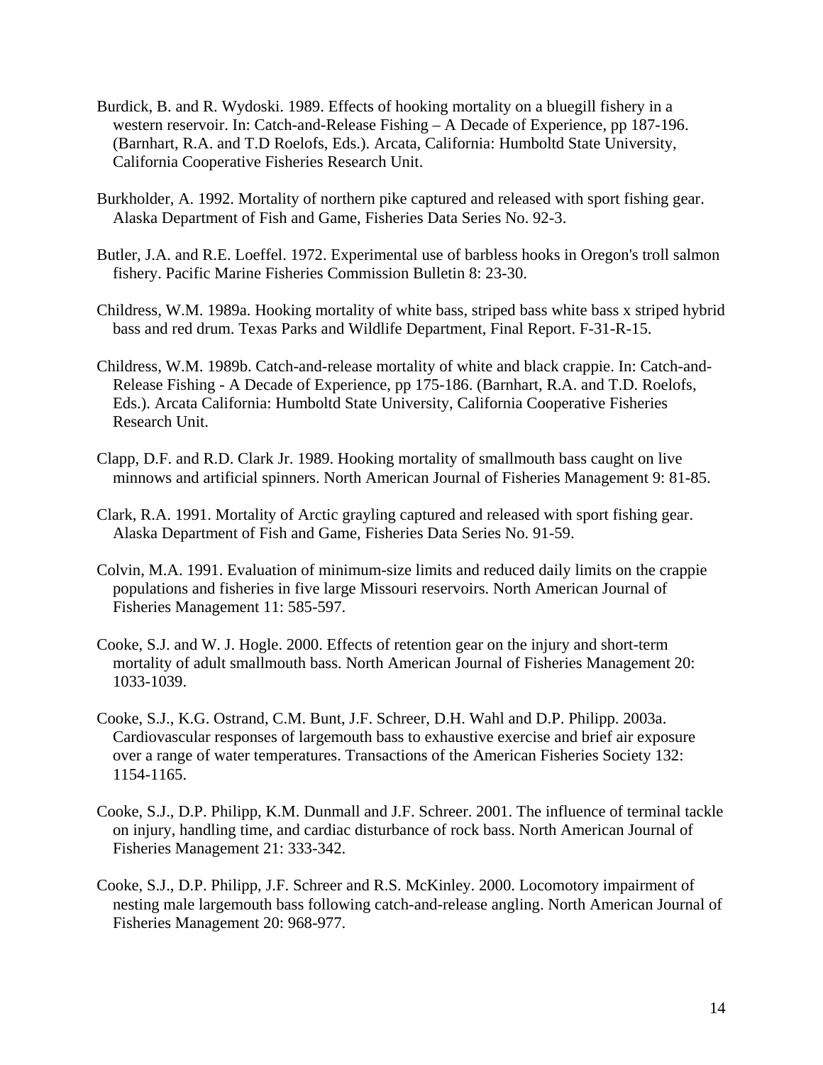Burdick, B. and R. Wydoski. 1989. Effects of hooking mortality on a bluegill fishery in a western reservoir. In: Catch-and-Release Fishing – A Decade of Experience, pp 187-196. (Barnhart, R.A. and T.D Roelofs, Eds.). Arcata, California: Humboltd State University, California Cooperative Fisheries Research Unit.

Burkholder, A. 1992. Mortality of northern pike captured and released with sport fishing gear. Alaska Department of Fish and Game, Fisheries Data Series No. 92-3.

Butler, J.A. and R.E. Loeffel. 1972. Experimental use of barbless hooks in Oregon's troll salmon fishery. Pacific Marine Fisheries Commission Bulletin 8: 23-30.

Childress, W.M. 1989a. Hooking mortality of white bass, striped bass white bass x striped hybrid bass and red drum. Texas Parks and Wildlife Department, Final Report. F-31-R-15.

Childress, W.M. 1989b. Catch-and-release mortality of white and black crappie. In: Catch-and-Release Fishing - A Decade of Experience, pp 175-186. (Barnhart, R.A. and T.D. Roelofs, Eds.). Arcata California: Humboltd State University, California Cooperative Fisheries Research Unit.

Clapp, D.F. and R.D. Clark Jr. 1989. Hooking mortality of smallmouth bass caught on live minnows and artificial spinners. North American Journal of Fisheries Management 9: 81-85.

Clark, R.A. 1991. Mortality of Arctic grayling captured and released with sport fishing gear. Alaska Department of Fish and Game, Fisheries Data Series No. 91-59.

Colvin, M.A. 1991. Evaluation of minimum-size limits and reduced daily limits on the crappie populations and fisheries in five large Missouri reservoirs. North American Journal of Fisheries Management 11: 585-597.

Cooke, S.J. and W. J. Hogle. 2000. Effects of retention gear on the injury and short-term mortality of adult smallmouth bass. North American Journal of Fisheries Management 20: 1033-1039.

Cooke, S.J., K.G. Ostrand, C.M. Bunt, J.F. Schreer, D.H. Wahl and D.P. Philipp. 2003a. Cardiovascular responses of largemouth bass to exhaustive exercise and brief air exposure over a range of water temperatures. Transactions of the American Fisheries Society 132: 1154-1165.

Cooke, S.J., D.P. Philipp, K.M. Dunmall and J.F. Schreer. 2001. The influence of terminal tackle on injury, handling time, and cardiac disturbance of rock bass. North American Journal of Fisheries Management 21: 333-342.

Cooke, S.J., D.P. Philipp, J.F. Schreer and R.S. McKinley. 2000. Locomotory impairment of nesting male largemouth bass following catch-and-release angling. North American Journal of Fisheries Management 20: 968-977.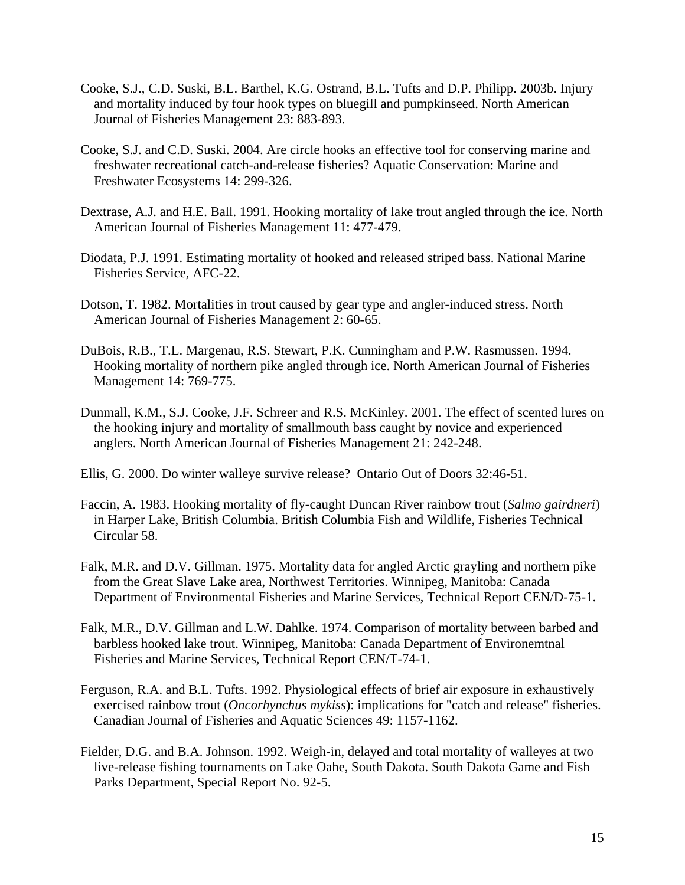Cooke, S.J., C.D. Suski, B.L. Barthel, K.G. Ostrand, B.L. Tufts and D.P. Philipp. 2003b. Injury and mortality induced by four hook types on bluegill and pumpkinseed. North American Journal of Fisheries Management 23: 883-893.

Cooke, S.J. and C.D. Suski. 2004. Are circle hooks an effective tool for conserving marine and freshwater recreational catch-and-release fisheries? Aquatic Conservation: Marine and Freshwater Ecosystems 14: 299-326.

Dextrase, A.J. and H.E. Ball. 1991. Hooking mortality of lake trout angled through the ice. North American Journal of Fisheries Management 11: 477-479.

Diodata, P.J. 1991. Estimating mortality of hooked and released striped bass. National Marine Fisheries Service, AFC-22.

Dotson, T. 1982. Mortalities in trout caused by gear type and angler-induced stress. North American Journal of Fisheries Management 2: 60-65.

DuBois, R.B., T.L. Margenau, R.S. Stewart, P.K. Cunningham and P.W. Rasmussen. 1994. Hooking mortality of northern pike angled through ice. North American Journal of Fisheries Management 14: 769-775.

Dunmall, K.M., S.J. Cooke, J.F. Schreer and R.S. McKinley. 2001. The effect of scented lures on the hooking injury and mortality of smallmouth bass caught by novice and experienced anglers. North American Journal of Fisheries Management 21: 242-248.

Ellis, G. 2000. Do winter walleye survive release? Ontario Out of Doors 32:46-51.

Faccin, A. 1983. Hooking mortality of fly-caught Duncan River rainbow trout (*Salmo gairdneri*) in Harper Lake, British Columbia. British Columbia Fish and Wildlife, Fisheries Technical Circular 58.

Falk, M.R. and D.V. Gillman. 1975. Mortality data for angled Arctic grayling and northern pike from the Great Slave Lake area, Northwest Territories. Winnipeg, Manitoba: Canada Department of Environmental Fisheries and Marine Services, Technical Report CEN/D-75-1.

Falk, M.R., D.V. Gillman and L.W. Dahlke. 1974. Comparison of mortality between barbed and barbless hooked lake trout. Winnipeg, Manitoba: Canada Department of Environemtnal Fisheries and Marine Services, Technical Report CEN/T-74-1.

Ferguson, R.A. and B.L. Tufts. 1992. Physiological effects of brief air exposure in exhaustively exercised rainbow trout (*Oncorhynchus mykiss*): implications for "catch and release" fisheries. Canadian Journal of Fisheries and Aquatic Sciences 49: 1157-1162.

Fielder, D.G. and B.A. Johnson. 1992. Weigh-in, delayed and total mortality of walleyes at two live-release fishing tournaments on Lake Oahe, South Dakota. South Dakota Game and Fish Parks Department, Special Report No. 92-5.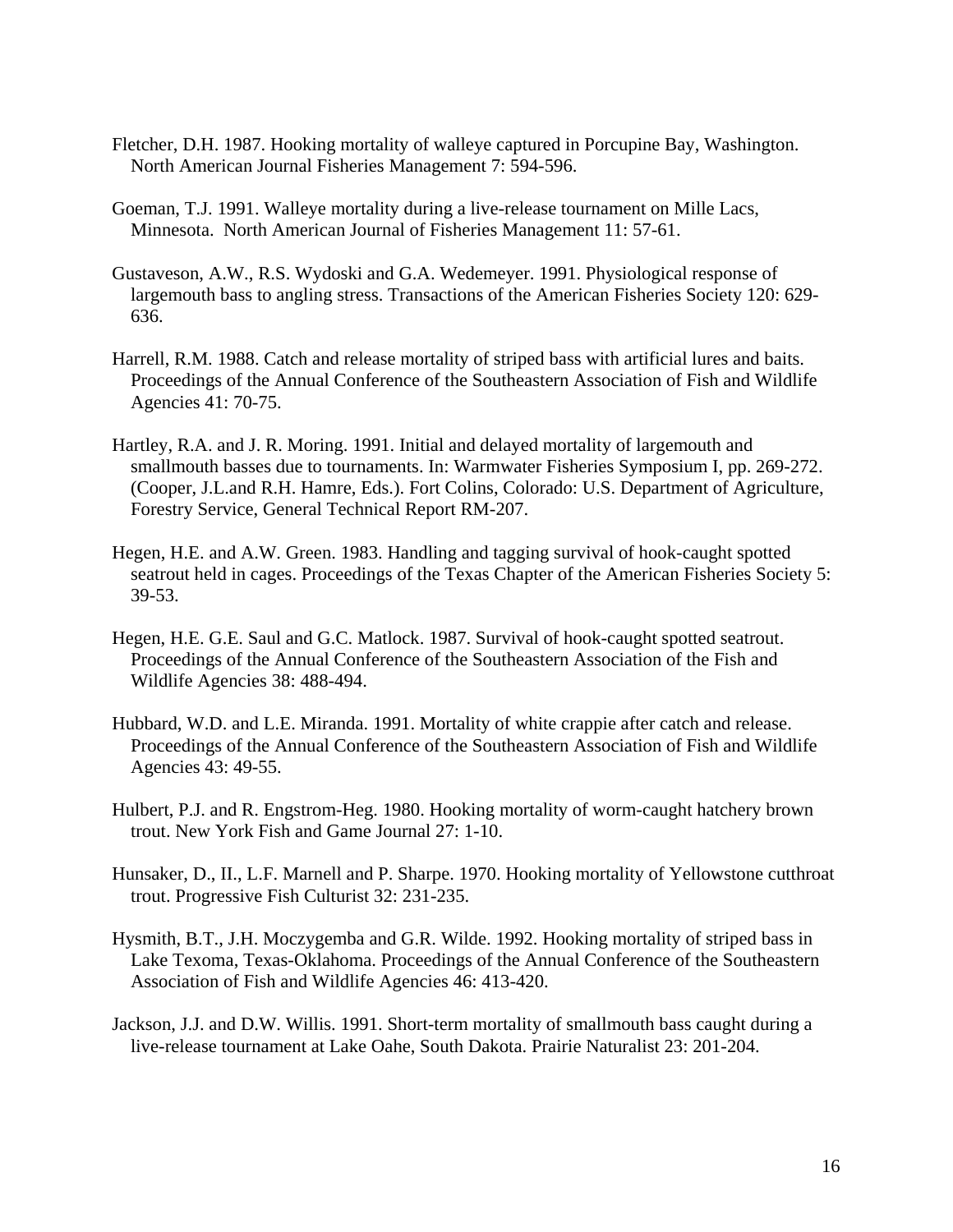Fletcher, D.H. 1987. Hooking mortality of walleye captured in Porcupine Bay, Washington. North American Journal Fisheries Management 7: 594-596.

Goeman, T.J. 1991. Walleye mortality during a live-release tournament on Mille Lacs, Minnesota. North American Journal of Fisheries Management 11: 57-61.

Gustaveson, A.W., R.S. Wydoski and G.A. Wedemeyer. 1991. Physiological response of largemouth bass to angling stress. Transactions of the American Fisheries Society 120: 629-636.

Harrell, R.M. 1988. Catch and release mortality of striped bass with artificial lures and baits. Proceedings of the Annual Conference of the Southeastern Association of Fish and Wildlife Agencies 41: 70-75.

Hartley, R.A. and J. R. Moring. 1991. Initial and delayed mortality of largemouth and smallmouth basses due to tournaments. In: Warmwater Fisheries Symposium I, pp. 269-272. (Cooper, J.L.and R.H. Hamre, Eds.). Fort Colins, Colorado: U.S. Department of Agriculture, Forestry Service, General Technical Report RM-207.

Hegen, H.E. and A.W. Green. 1983. Handling and tagging survival of hook-caught spotted seatrout held in cages. Proceedings of the Texas Chapter of the American Fisheries Society 5: 39-53.

Hegen, H.E. G.E. Saul and G.C. Matlock. 1987. Survival of hook-caught spotted seatrout. Proceedings of the Annual Conference of the Southeastern Association of the Fish and Wildlife Agencies 38: 488-494.

Hubbard, W.D. and L.E. Miranda. 1991. Mortality of white crappie after catch and release. Proceedings of the Annual Conference of the Southeastern Association of Fish and Wildlife Agencies 43: 49-55.

Hulbert, P.J. and R. Engstrom-Heg. 1980. Hooking mortality of worm-caught hatchery brown trout. New York Fish and Game Journal 27: 1-10.

Hunsaker, D., II., L.F. Marnell and P. Sharpe. 1970. Hooking mortality of Yellowstone cutthroat trout. Progressive Fish Culturist 32: 231-235.

Hysmith, B.T., J.H. Moczygemba and G.R. Wilde. 1992. Hooking mortality of striped bass in Lake Texoma, Texas-Oklahoma. Proceedings of the Annual Conference of the Southeastern Association of Fish and Wildlife Agencies 46: 413-420.

Jackson, J.J. and D.W. Willis. 1991. Short-term mortality of smallmouth bass caught during a live-release tournament at Lake Oahe, South Dakota. Prairie Naturalist 23: 201-204.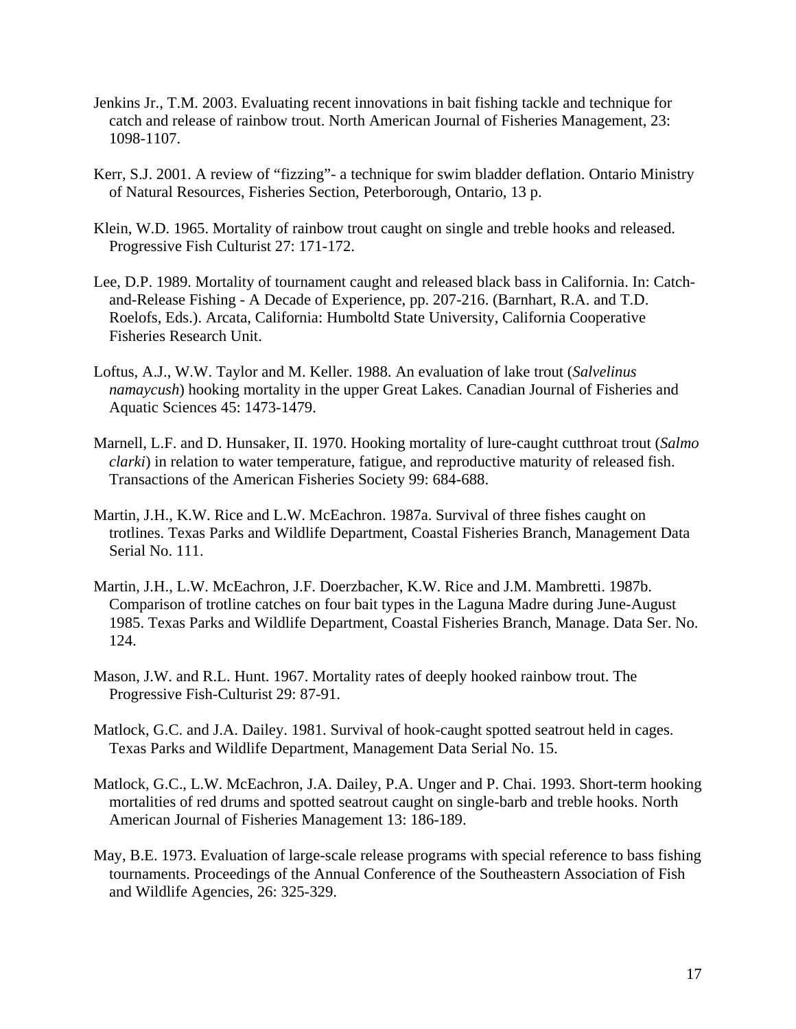Jenkins Jr., T.M. 2003. Evaluating recent innovations in bait fishing tackle and technique for catch and release of rainbow trout. North American Journal of Fisheries Management, 23: 1098-1107.

Kerr, S.J. 2001. A review of "fizzing"- a technique for swim bladder deflation. Ontario Ministry of Natural Resources, Fisheries Section, Peterborough, Ontario, 13 p.

Klein, W.D. 1965. Mortality of rainbow trout caught on single and treble hooks and released. Progressive Fish Culturist 27: 171-172.

Lee, D.P. 1989. Mortality of tournament caught and released black bass in California. In: Catch-and-Release Fishing - A Decade of Experience, pp. 207-216. (Barnhart, R.A. and T.D. Roelofs, Eds.). Arcata, California: Humboltd State University, California Cooperative Fisheries Research Unit.

Loftus, A.J., W.W. Taylor and M. Keller. 1988. An evaluation of lake trout (*Salvelinus namaycush*) hooking mortality in the upper Great Lakes. Canadian Journal of Fisheries and Aquatic Sciences 45: 1473-1479.

Marnell, L.F. and D. Hunsaker, II. 1970. Hooking mortality of lure-caught cutthroat trout (*Salmo clarki*) in relation to water temperature, fatigue, and reproductive maturity of released fish. Transactions of the American Fisheries Society 99: 684-688.

Martin, J.H., K.W. Rice and L.W. McEachron. 1987a. Survival of three fishes caught on trotlines. Texas Parks and Wildlife Department, Coastal Fisheries Branch, Management Data Serial No. 111.

Martin, J.H., L.W. McEachron, J.F. Doerzbacher, K.W. Rice and J.M. Mambretti. 1987b. Comparison of trotline catches on four bait types in the Laguna Madre during June-August 1985. Texas Parks and Wildlife Department, Coastal Fisheries Branch, Manage. Data Ser. No. 124.

Mason, J.W. and R.L. Hunt. 1967. Mortality rates of deeply hooked rainbow trout. The Progressive Fish-Culturist 29: 87-91.

Matlock, G.C. and J.A. Dailey. 1981. Survival of hook-caught spotted seatrout held in cages. Texas Parks and Wildlife Department, Management Data Serial No. 15.

Matlock, G.C., L.W. McEachron, J.A. Dailey, P.A. Unger and P. Chai. 1993. Short-term hooking mortalities of red drums and spotted seatrout caught on single-barb and treble hooks. North American Journal of Fisheries Management 13: 186-189.

May, B.E. 1973. Evaluation of large-scale release programs with special reference to bass fishing tournaments. Proceedings of the Annual Conference of the Southeastern Association of Fish and Wildlife Agencies, 26: 325-329.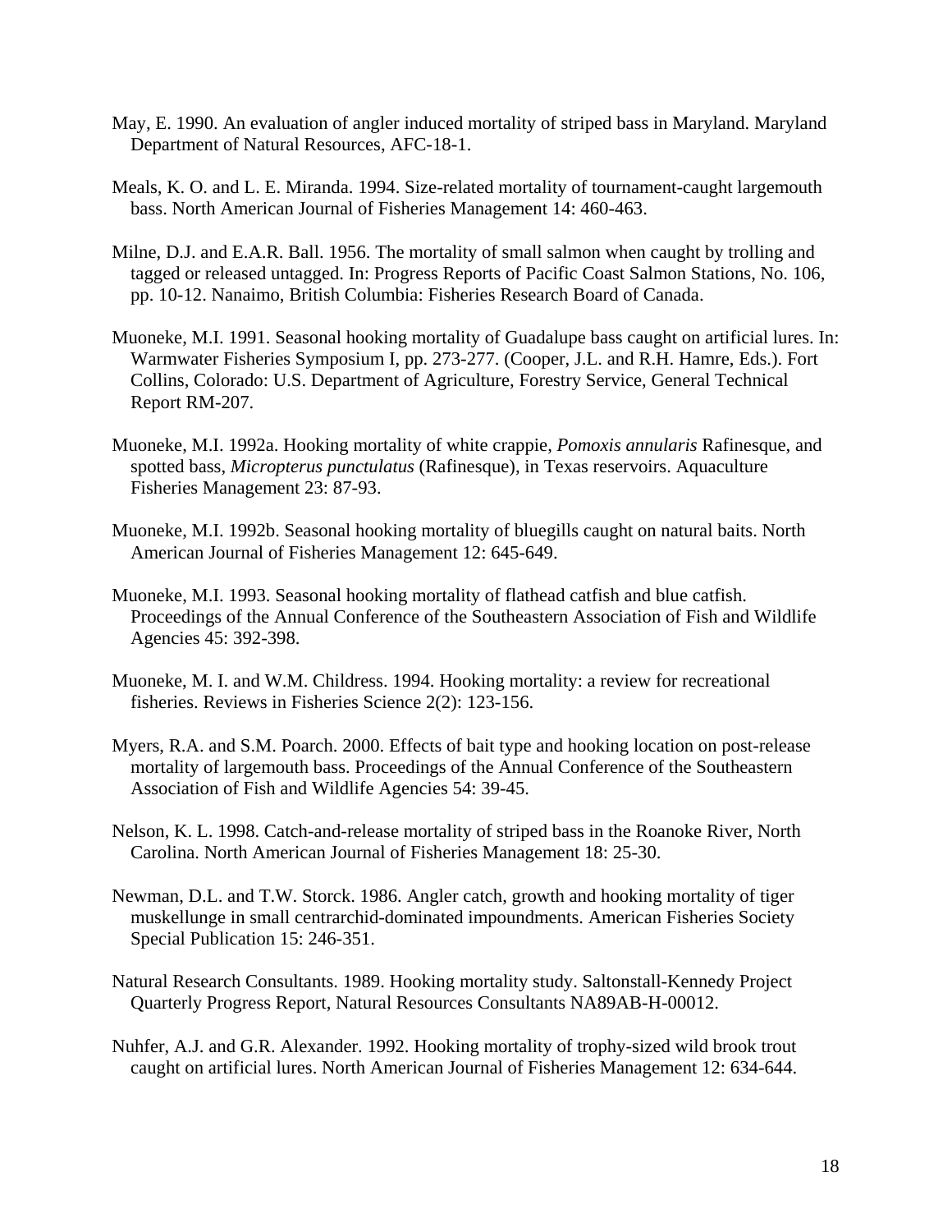May, E. 1990. An evaluation of angler induced mortality of striped bass in Maryland. Maryland Department of Natural Resources, AFC-18-1.

Meals, K. O. and L. E. Miranda. 1994. Size-related mortality of tournament-caught largemouth bass. North American Journal of Fisheries Management 14: 460-463.

Milne, D.J. and E.A.R. Ball. 1956. The mortality of small salmon when caught by trolling and tagged or released untagged. In: Progress Reports of Pacific Coast Salmon Stations, No. 106, pp. 10-12. Nanaimo, British Columbia: Fisheries Research Board of Canada.

Muoneke, M.I. 1991. Seasonal hooking mortality of Guadalupe bass caught on artificial lures. In: Warmwater Fisheries Symposium I, pp. 273-277. (Cooper, J.L. and R.H. Hamre, Eds.). Fort Collins, Colorado: U.S. Department of Agriculture, Forestry Service, General Technical Report RM-207.

Muoneke, M.I. 1992a. Hooking mortality of white crappie, *Pomoxis annularis* Rafinesque, and spotted bass, *Micropterus punctulatus* (Rafinesque), in Texas reservoirs. Aquaculture Fisheries Management 23: 87-93.

Muoneke, M.I. 1992b. Seasonal hooking mortality of bluegills caught on natural baits. North American Journal of Fisheries Management 12: 645-649.

Muoneke, M.I. 1993. Seasonal hooking mortality of flathead catfish and blue catfish. Proceedings of the Annual Conference of the Southeastern Association of Fish and Wildlife Agencies 45: 392-398.

Muoneke, M. I. and W.M. Childress. 1994. Hooking mortality: a review for recreational fisheries. Reviews in Fisheries Science 2(2): 123-156.

Myers, R.A. and S.M. Poarch. 2000. Effects of bait type and hooking location on post-release mortality of largemouth bass. Proceedings of the Annual Conference of the Southeastern Association of Fish and Wildlife Agencies 54: 39-45.

Nelson, K. L. 1998. Catch-and-release mortality of striped bass in the Roanoke River, North Carolina. North American Journal of Fisheries Management 18: 25-30.

Newman, D.L. and T.W. Storck. 1986. Angler catch, growth and hooking mortality of tiger muskellunge in small centrarchid-dominated impoundments. American Fisheries Society Special Publication 15: 246-351.

Natural Research Consultants. 1989. Hooking mortality study. Saltonstall-Kennedy Project Quarterly Progress Report, Natural Resources Consultants NA89AB-H-00012.

Nuhfer, A.J. and G.R. Alexander. 1992. Hooking mortality of trophy-sized wild brook trout caught on artificial lures. North American Journal of Fisheries Management 12: 634-644.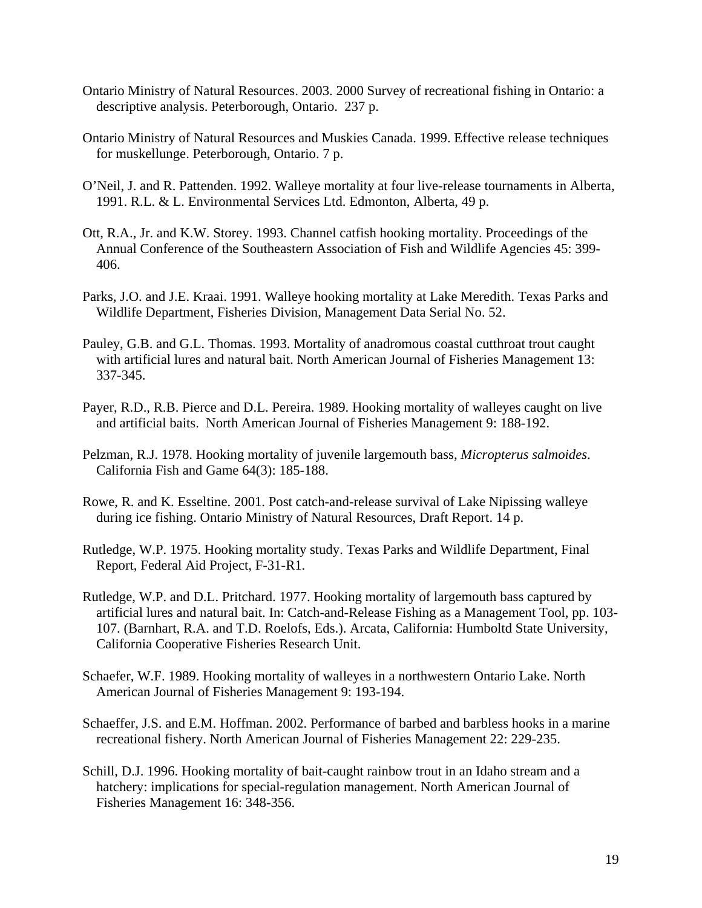Ontario Ministry of Natural Resources. 2003. 2000 Survey of recreational fishing in Ontario: a descriptive analysis. Peterborough, Ontario. 237 p.

Ontario Ministry of Natural Resources and Muskies Canada. 1999. Effective release techniques for muskellunge. Peterborough, Ontario. 7 p.

O'Neil, J. and R. Pattenden. 1992. Walleye mortality at four live-release tournaments in Alberta, 1991. R.L. & L. Environmental Services Ltd. Edmonton, Alberta, 49 p.

Ott, R.A., Jr. and K.W. Storey. 1993. Channel catfish hooking mortality. Proceedings of the Annual Conference of the Southeastern Association of Fish and Wildlife Agencies 45: 399-406.

Parks, J.O. and J.E. Kraai. 1991. Walleye hooking mortality at Lake Meredith. Texas Parks and Wildlife Department, Fisheries Division, Management Data Serial No. 52.

Pauley, G.B. and G.L. Thomas. 1993. Mortality of anadromous coastal cutthroat trout caught with artificial lures and natural bait. North American Journal of Fisheries Management 13: 337-345.

Payer, R.D., R.B. Pierce and D.L. Pereira. 1989. Hooking mortality of walleyes caught on live and artificial baits. North American Journal of Fisheries Management 9: 188-192.

Pelzman, R.J. 1978. Hooking mortality of juvenile largemouth bass, *Micropterus salmoides*. California Fish and Game 64(3): 185-188.

Rowe, R. and K. Esseltine. 2001. Post catch-and-release survival of Lake Nipissing walleye during ice fishing. Ontario Ministry of Natural Resources, Draft Report. 14 p.

Rutledge, W.P. 1975. Hooking mortality study. Texas Parks and Wildlife Department, Final Report, Federal Aid Project, F-31-R1.

Rutledge, W.P. and D.L. Pritchard. 1977. Hooking mortality of largemouth bass captured by artificial lures and natural bait. In: Catch-and-Release Fishing as a Management Tool, pp. 103-107. (Barnhart, R.A. and T.D. Roelofs, Eds.). Arcata, California: Humboltd State University, California Cooperative Fisheries Research Unit.

Schaefer, W.F. 1989. Hooking mortality of walleyes in a northwestern Ontario Lake. North American Journal of Fisheries Management 9: 193-194.

Schaeffer, J.S. and E.M. Hoffman. 2002. Performance of barbed and barbless hooks in a marine recreational fishery. North American Journal of Fisheries Management 22: 229-235.

Schill, D.J. 1996. Hooking mortality of bait-caught rainbow trout in an Idaho stream and a hatchery: implications for special-regulation management. North American Journal of Fisheries Management 16: 348-356.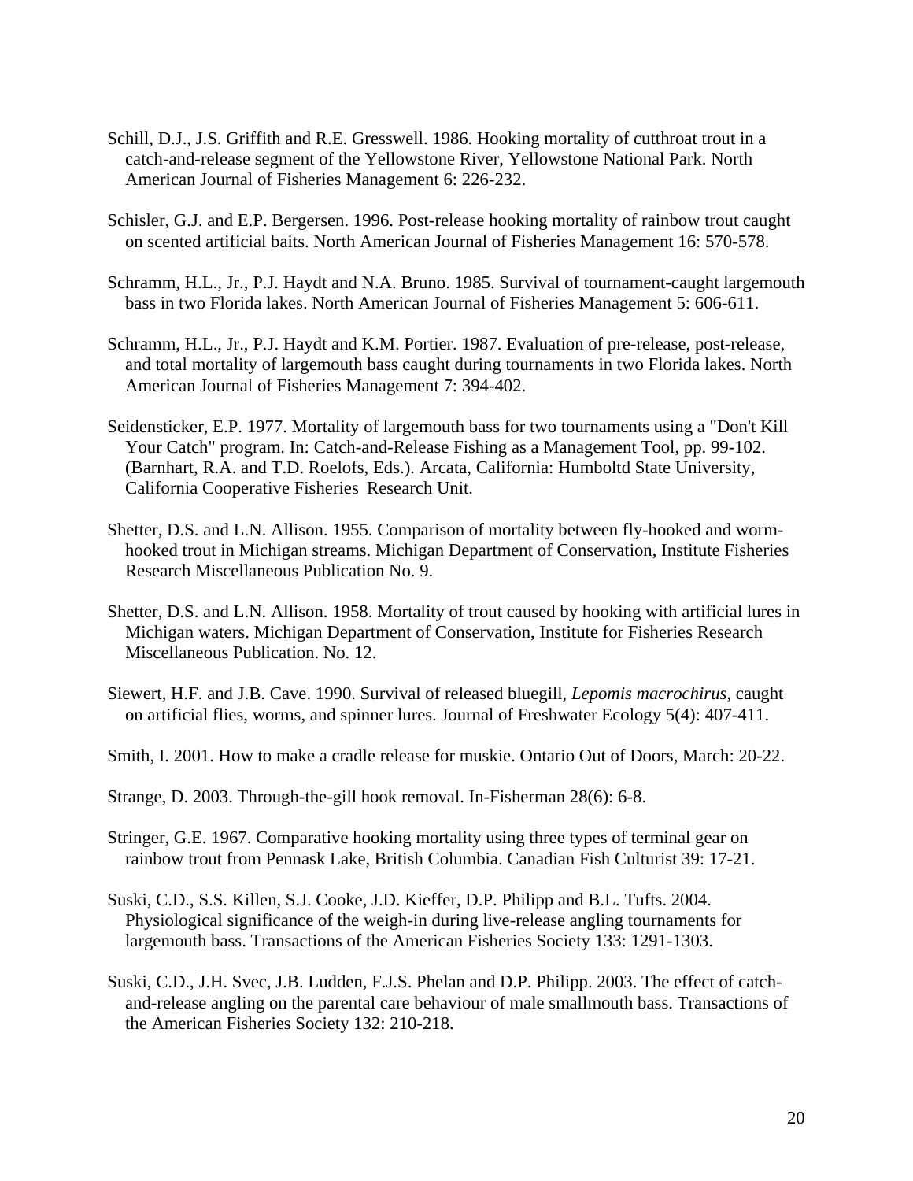Schill, D.J., J.S. Griffith and R.E. Gresswell. 1986. Hooking mortality of cutthroat trout in a catch-and-release segment of the Yellowstone River, Yellowstone National Park. North American Journal of Fisheries Management 6: 226-232.

Schisler, G.J. and E.P. Bergersen. 1996. Post-release hooking mortality of rainbow trout caught on scented artificial baits. North American Journal of Fisheries Management 16: 570-578.

Schramm, H.L., Jr., P.J. Haydt and N.A. Bruno. 1985. Survival of tournament-caught largemouth bass in two Florida lakes. North American Journal of Fisheries Management 5: 606-611.

Schramm, H.L., Jr., P.J. Haydt and K.M. Portier. 1987. Evaluation of pre-release, post-release, and total mortality of largemouth bass caught during tournaments in two Florida lakes. North American Journal of Fisheries Management 7: 394-402.

Seidensticker, E.P. 1977. Mortality of largemouth bass for two tournaments using a "Don't Kill Your Catch" program. In: Catch-and-Release Fishing as a Management Tool, pp. 99-102. (Barnhart, R.A. and T.D. Roelofs, Eds.). Arcata, California: Humboltd State University, California Cooperative Fisheries Research Unit.

Shetter, D.S. and L.N. Allison. 1955. Comparison of mortality between fly-hooked and worm-hooked trout in Michigan streams. Michigan Department of Conservation, Institute Fisheries Research Miscellaneous Publication No. 9.

Shetter, D.S. and L.N. Allison. 1958. Mortality of trout caused by hooking with artificial lures in Michigan waters. Michigan Department of Conservation, Institute for Fisheries Research Miscellaneous Publication. No. 12.

Siewert, H.F. and J.B. Cave. 1990. Survival of released bluegill, *Lepomis macrochirus*, caught on artificial flies, worms, and spinner lures. Journal of Freshwater Ecology 5(4): 407-411.

Smith, I. 2001. How to make a cradle release for muskie. Ontario Out of Doors, March: 20-22.

Strange, D. 2003. Through-the-gill hook removal. In-Fisherman 28(6): 6-8.

Stringer, G.E. 1967. Comparative hooking mortality using three types of terminal gear on rainbow trout from Pennask Lake, British Columbia. Canadian Fish Culturist 39: 17-21.

Suski, C.D., S.S. Killen, S.J. Cooke, J.D. Kieffer, D.P. Philipp and B.L. Tufts. 2004. Physiological significance of the weigh-in during live-release angling tournaments for largemouth bass. Transactions of the American Fisheries Society 133: 1291-1303.

Suski, C.D., J.H. Svec, J.B. Ludden, F.J.S. Phelan and D.P. Philipp. 2003. The effect of catch-and-release angling on the parental care behaviour of male smallmouth bass. Transactions of the American Fisheries Society 132: 210-218.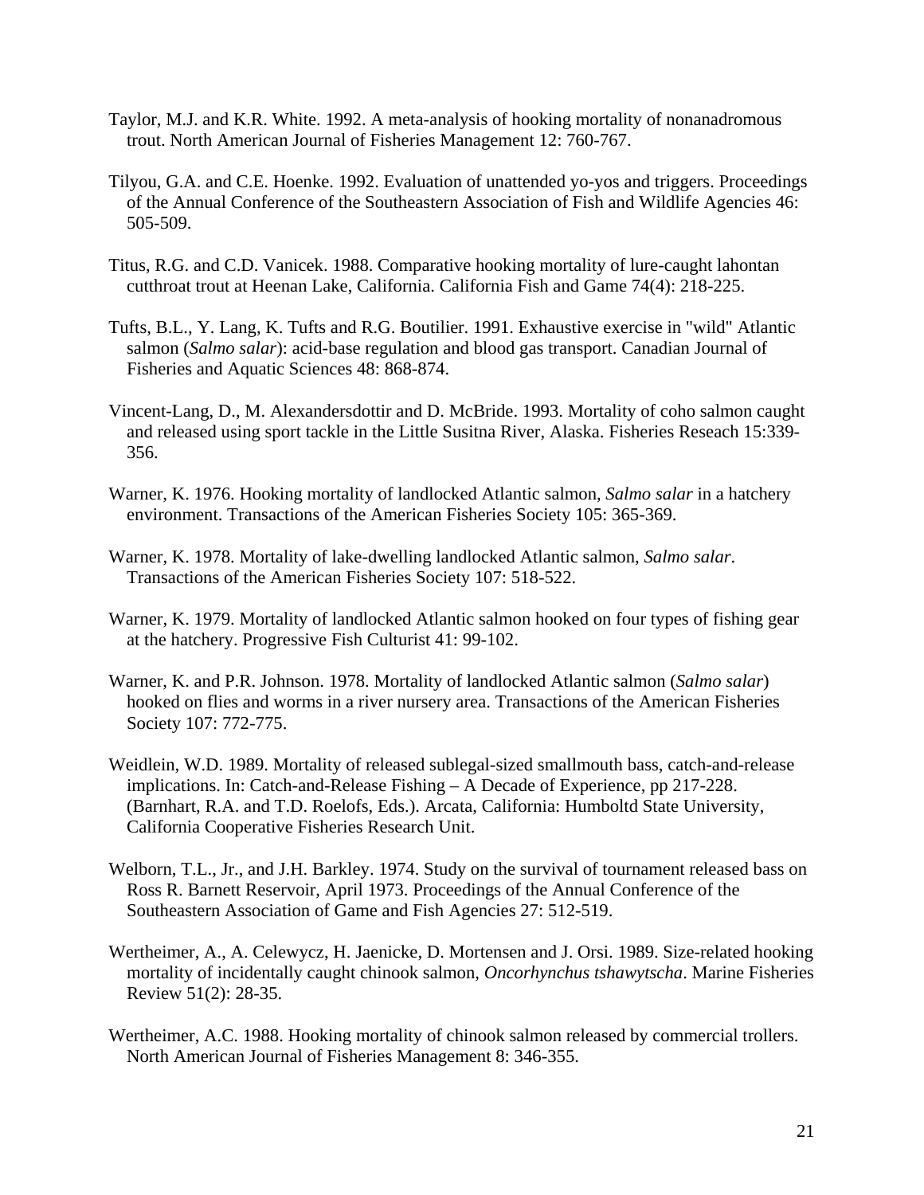Taylor, M.J. and K.R. White. 1992. A meta-analysis of hooking mortality of nonanadromous trout. North American Journal of Fisheries Management 12: 760-767.

Tilyou, G.A. and C.E. Hoenke. 1992. Evaluation of unattended yo-yos and triggers. Proceedings of the Annual Conference of the Southeastern Association of Fish and Wildlife Agencies 46: 505-509.

Titus, R.G. and C.D. Vanicek. 1988. Comparative hooking mortality of lure-caught lahontan cutthroat trout at Heenan Lake, California. California Fish and Game 74(4): 218-225.

Tufts, B.L., Y. Lang, K. Tufts and R.G. Boutilier. 1991. Exhaustive exercise in "wild" Atlantic salmon (*Salmo salar*): acid-base regulation and blood gas transport. Canadian Journal of Fisheries and Aquatic Sciences 48: 868-874.

Vincent-Lang, D., M. Alexandersdottir and D. McBride. 1993. Mortality of coho salmon caught and released using sport tackle in the Little Susitna River, Alaska. Fisheries Reseach 15:339-356.

Warner, K. 1976. Hooking mortality of landlocked Atlantic salmon, *Salmo salar* in a hatchery environment. Transactions of the American Fisheries Society 105: 365-369.

Warner, K. 1978. Mortality of lake-dwelling landlocked Atlantic salmon, *Salmo salar*. Transactions of the American Fisheries Society 107: 518-522.

Warner, K. 1979. Mortality of landlocked Atlantic salmon hooked on four types of fishing gear at the hatchery. Progressive Fish Culturist 41: 99-102.

Warner, K. and P.R. Johnson. 1978. Mortality of landlocked Atlantic salmon (*Salmo salar*) hooked on flies and worms in a river nursery area. Transactions of the American Fisheries Society 107: 772-775.

Weidlein, W.D. 1989. Mortality of released sublegal-sized smallmouth bass, catch-and-release implications. In: Catch-and-Release Fishing – A Decade of Experience, pp 217-228. (Barnhart, R.A. and T.D. Roelofs, Eds.). Arcata, California: Humboltd State University, California Cooperative Fisheries Research Unit.

Welborn, T.L., Jr., and J.H. Barkley. 1974. Study on the survival of tournament released bass on Ross R. Barnett Reservoir, April 1973. Proceedings of the Annual Conference of the Southeastern Association of Game and Fish Agencies 27: 512-519.

Wertheimer, A., A. Celewycz, H. Jaenicke, D. Mortensen and J. Orsi. 1989. Size-related hooking mortality of incidentally caught chinook salmon, *Oncorhynchus tshawytscha*. Marine Fisheries Review 51(2): 28-35.

Wertheimer, A.C. 1988. Hooking mortality of chinook salmon released by commercial trollers. North American Journal of Fisheries Management 8: 346-355.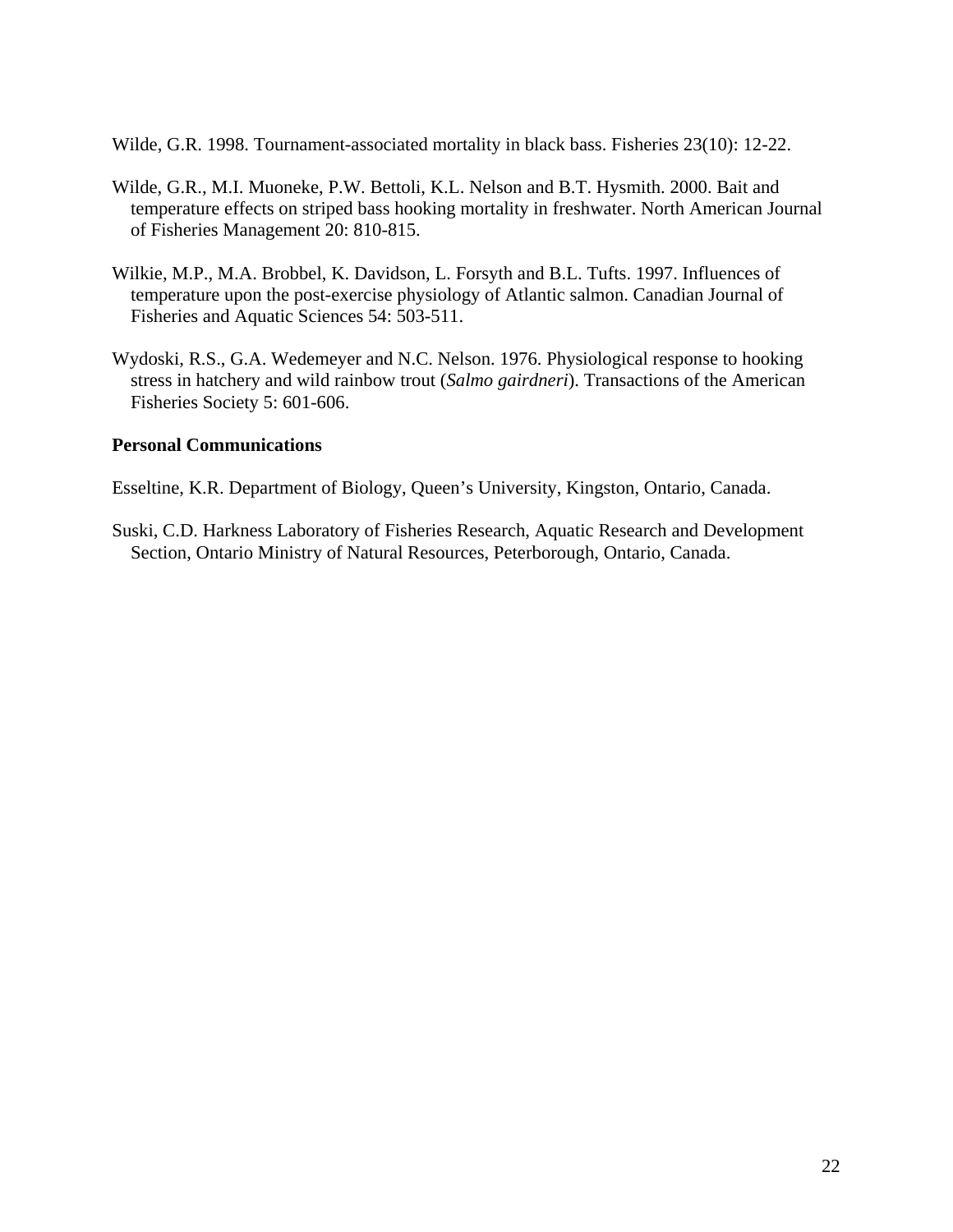Wilde, G.R. 1998. Tournament-associated mortality in black bass. Fisheries 23(10): 12-22.

Wilde, G.R., M.I. Muoneke, P.W. Bettoli, K.L. Nelson and B.T. Hysmith. 2000. Bait and temperature effects on striped bass hooking mortality in freshwater. North American Journal of Fisheries Management 20: 810-815.

Wilkie, M.P., M.A. Brobbel, K. Davidson, L. Forsyth and B.L. Tufts. 1997. Influences of temperature upon the post-exercise physiology of Atlantic salmon. Canadian Journal of Fisheries and Aquatic Sciences 54: 503-511.

Wydoski, R.S., G.A. Wedemeyer and N.C. Nelson. 1976. Physiological response to hooking stress in hatchery and wild rainbow trout (*Salmo gairdneri*). Transactions of the American Fisheries Society 5: 601-606.

**Personal Communications**

Esseltine, K.R. Department of Biology, Queen's University, Kingston, Ontario, Canada.

Suski, C.D. Harkness Laboratory of Fisheries Research, Aquatic Research and Development Section, Ontario Ministry of Natural Resources, Peterborough, Ontario, Canada.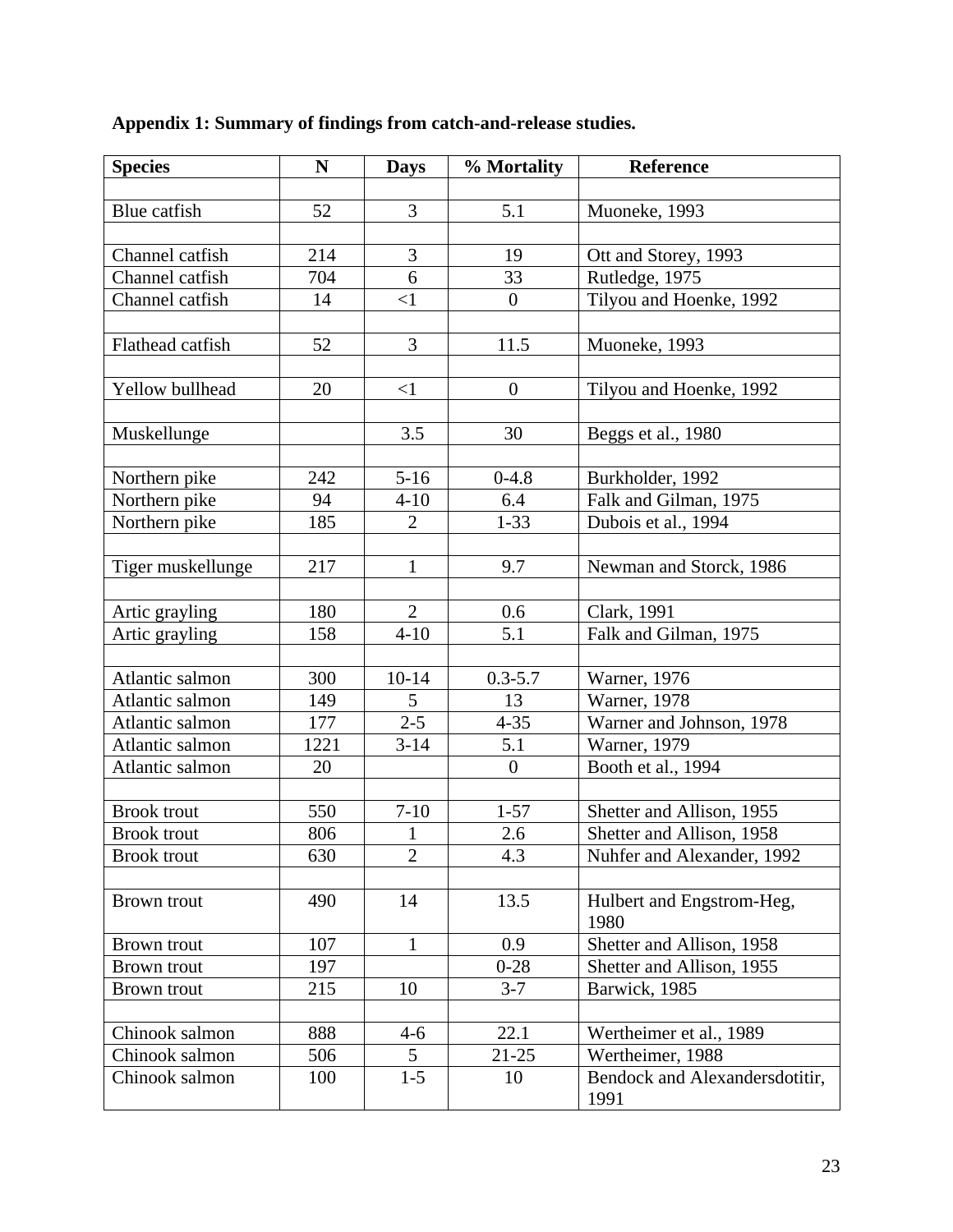**Appendix 1: Summary of findings from catch-and-release studies.**

| Species | N | Days | % Mortality | Reference |
|---|---|---|---|---|
| | | | | |
| Blue catfish | 52 | 3 | 5.1 | Muoneke, 1993 |
| | | | | |
| Channel catfish | 214 | 3 | 19 | Ott and Storey, 1993 |
| Channel catfish | 704 | 6 | 33 | Rutledge, 1975 |
| Channel catfish | 14 | <1 | 0 | Tilyou and Hoenke, 1992 |
| | | | | |
| Flathead catfish | 52 | 3 | 11.5 | Muoneke, 1993 |
| | | | | |
| Yellow bullhead | 20 | <1 | 0 | Tilyou and Hoenke, 1992 |
| | | | | |
| Muskellunge | | 3.5 | 30 | Beggs et al., 1980 |
| | | | | |
| Northern pike | 242 | 5-16 | 0-4.8 | Burkholder, 1992 |
| Northern pike | 94 | 4-10 | 6.4 | Falk and Gilman, 1975 |
| Northern pike | 185 | 2 | 1-33 | Dubois et al., 1994 |
| | | | | |
| Tiger muskellunge | 217 | 1 | 9.7 | Newman and Storck, 1986 |
| | | | | |
| Artic grayling | 180 | 2 | 0.6 | Clark, 1991 |
| Artic grayling | 158 | 4-10 | 5.1 | Falk and Gilman, 1975 |
| | | | | |
| Atlantic salmon | 300 | 10-14 | 0.3-5.7 | Warner, 1976 |
| Atlantic salmon | 149 | 5 | 13 | Warner, 1978 |
| Atlantic salmon | 177 | 2-5 | 4-35 | Warner and Johnson, 1978 |
| Atlantic salmon | 1221 | 3-14 | 5.1 | Warner, 1979 |
| Atlantic salmon | 20 | | 0 | Booth et al., 1994 |
| | | | | |
| Brook trout | 550 | 7-10 | 1-57 | Shetter and Allison, 1955 |
| Brook trout | 806 | 1 | 2.6 | Shetter and Allison, 1958 |
| Brook trout | 630 | 2 | 4.3 | Nuhfer and Alexander, 1992 |
| | | | | |
| Brown trout | 490 | 14 | 13.5 | Hulbert and Engstrom-Heg, 1980 |
| Brown trout | 107 | 1 | 0.9 | Shetter and Allison, 1958 |
| Brown trout | 197 | | 0-28 | Shetter and Allison, 1955 |
| Brown trout | 215 | 10 | 3-7 | Barwick, 1985 |
| | | | | |
| Chinook salmon | 888 | 4-6 | 22.1 | Wertheimer et al., 1989 |
| Chinook salmon | 506 | 5 | 21-25 | Wertheimer, 1988 |
| Chinook salmon | 100 | 1-5 | 10 | Bendock and Alexandersdotitir, 1991 |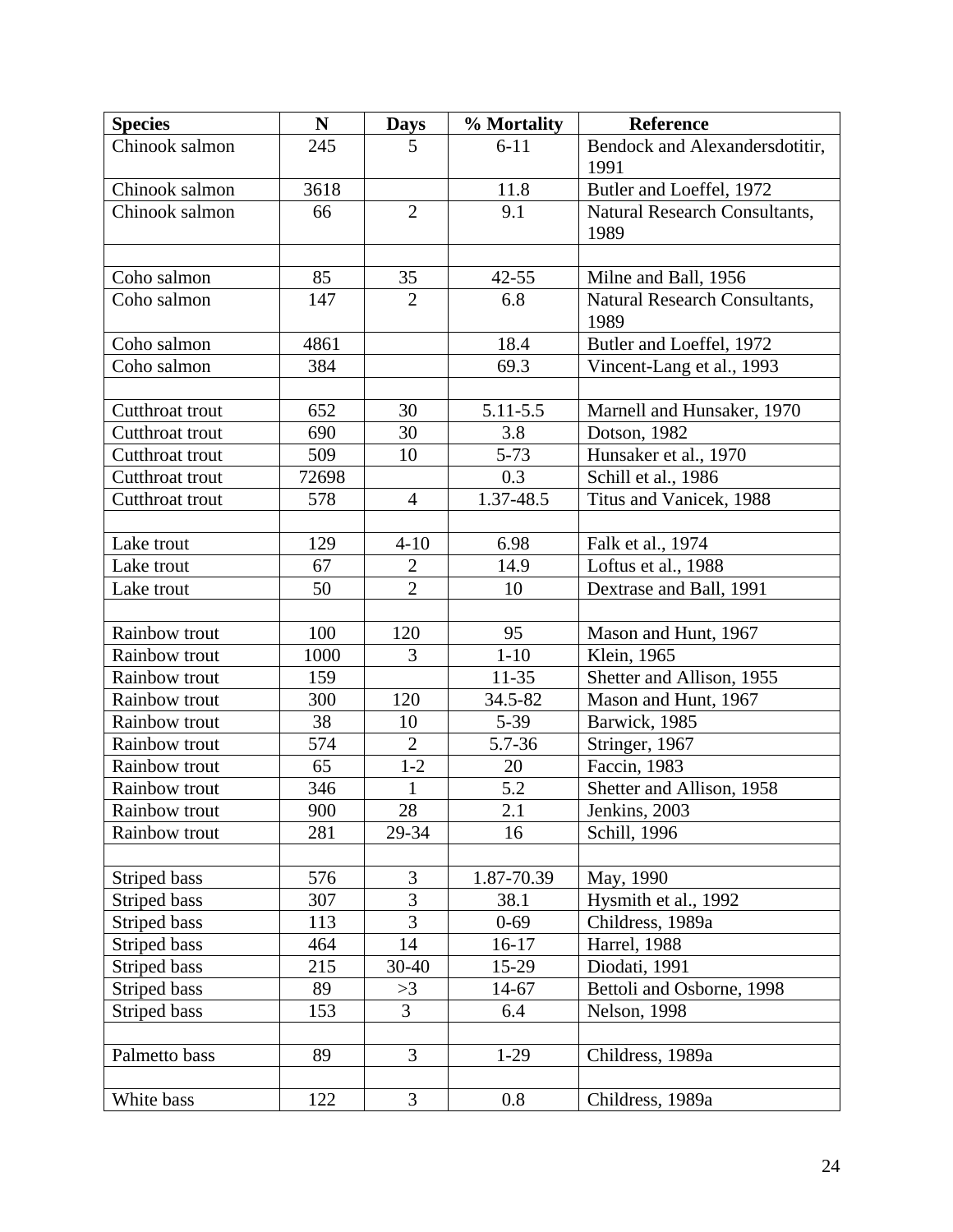| Species | N | Days | % Mortality | Reference |
|---|---|---|---|---|
| Chinook salmon | 245 | 5 | 6-11 | Bendock and Alexandersdotitir, 1991 |
| Chinook salmon | 3618 | | 11.8 | Butler and Loeffel, 1972 |
| Chinook salmon | 66 | 2 | 9.1 | Natural Research Consultants, 1989 |
| | | | | |
| Coho salmon | 85 | 35 | 42-55 | Milne and Ball, 1956 |
| Coho salmon | 147 | 2 | 6.8 | Natural Research Consultants, 1989 |
| Coho salmon | 4861 | | 18.4 | Butler and Loeffel, 1972 |
| Coho salmon | 384 | | 69.3 | Vincent-Lang et al., 1993 |
| | | | | |
| Cutthroat trout | 652 | 30 | 5.11-5.5 | Marnell and Hunsaker, 1970 |
| Cutthroat trout | 690 | 30 | 3.8 | Dotson, 1982 |
| Cutthroat trout | 509 | 10 | 5-73 | Hunsaker et al., 1970 |
| Cutthroat trout | 72698 | | 0.3 | Schill et al., 1986 |
| Cutthroat trout | 578 | 4 | 1.37-48.5 | Titus and Vanicek, 1988 |
| | | | | |
| Lake trout | 129 | 4-10 | 6.98 | Falk et al., 1974 |
| Lake trout | 67 | 2 | 14.9 | Loftus et al., 1988 |
| Lake trout | 50 | 2 | 10 | Dextrase and Ball, 1991 |
| | | | | |
| Rainbow trout | 100 | 120 | 95 | Mason and Hunt, 1967 |
| Rainbow trout | 1000 | 3 | 1-10 | Klein, 1965 |
| Rainbow trout | 159 | | 11-35 | Shetter and Allison, 1955 |
| Rainbow trout | 300 | 120 | 34.5-82 | Mason and Hunt, 1967 |
| Rainbow trout | 38 | 10 | 5-39 | Barwick, 1985 |
| Rainbow trout | 574 | 2 | 5.7-36 | Stringer, 1967 |
| Rainbow trout | 65 | 1-2 | 20 | Faccin, 1983 |
| Rainbow trout | 346 | 1 | 5.2 | Shetter and Allison, 1958 |
| Rainbow trout | 900 | 28 | 2.1 | Jenkins, 2003 |
| Rainbow trout | 281 | 29-34 | 16 | Schill, 1996 |
| | | | | |
| Striped bass | 576 | 3 | 1.87-70.39 | May, 1990 |
| Striped bass | 307 | 3 | 38.1 | Hysmith et al., 1992 |
| Striped bass | 113 | 3 | 0-69 | Childress, 1989a |
| Striped bass | 464 | 14 | 16-17 | Harrel, 1988 |
| Striped bass | 215 | 30-40 | 15-29 | Diodati, 1991 |
| Striped bass | 89 | >3 | 14-67 | Bettoli and Osborne, 1998 |
| Striped bass | 153 | 3 | 6.4 | Nelson, 1998 |
| | | | | |
| Palmetto bass | 89 | 3 | 1-29 | Childress, 1989a |
| | | | | |
| White bass | 122 | 3 | 0.8 | Childress, 1989a |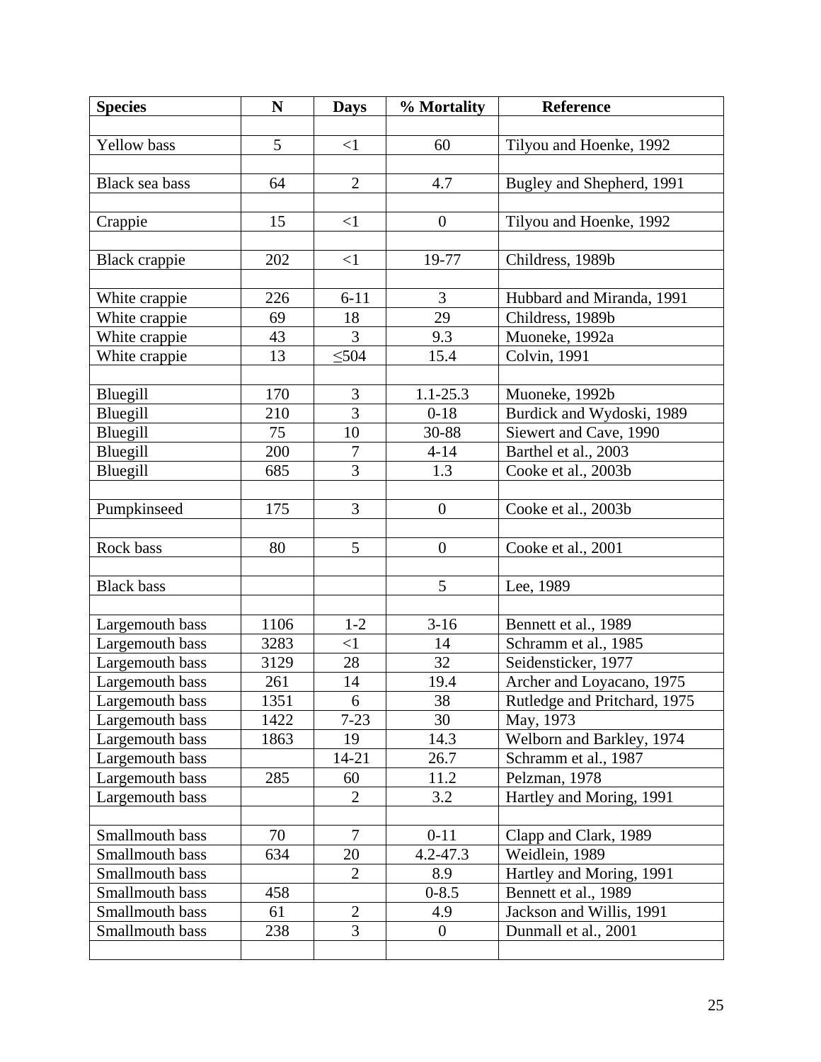| Species | N | Days | % Mortality | Reference |
|---|---|---|---|---|
| | | | | |
| Yellow bass | 5 | <1 | 60 | Tilyou and Hoenke, 1992 |
| | | | | |
| Black sea bass | 64 | 2 | 4.7 | Bugley and Shepherd, 1991 |
| | | | | |
| Crappie | 15 | <1 | 0 | Tilyou and Hoenke, 1992 |
| | | | | |
| Black crappie | 202 | <1 | 19-77 | Childress, 1989b |
| | | | | |
| White crappie | 226 | 6-11 | 3 | Hubbard and Miranda, 1991 |
| White crappie | 69 | 18 | 29 | Childress, 1989b |
| White crappie | 43 | 3 | 9.3 | Muoneke, 1992a |
| White crappie | 13 | ≤504 | 15.4 | Colvin, 1991 |
| | | | | |
| Bluegill | 170 | 3 | 1.1-25.3 | Muoneke, 1992b |
| Bluegill | 210 | 3 | 0-18 | Burdick and Wydoski, 1989 |
| Bluegill | 75 | 10 | 30-88 | Siewert and Cave, 1990 |
| Bluegill | 200 | 7 | 4-14 | Barthel et al., 2003 |
| Bluegill | 685 | 3 | 1.3 | Cooke et al., 2003b |
| | | | | |
| Pumpkinseed | 175 | 3 | 0 | Cooke et al., 2003b |
| | | | | |
| Rock bass | 80 | 5 | 0 | Cooke et al., 2001 |
| | | | | |
| Black bass | | | 5 | Lee, 1989 |
| | | | | |
| Largemouth bass | 1106 | 1-2 | 3-16 | Bennett et al., 1989 |
| Largemouth bass | 3283 | <1 | 14 | Schramm et al., 1985 |
| Largemouth bass | 3129 | 28 | 32 | Seidensticker, 1977 |
| Largemouth bass | 261 | 14 | 19.4 | Archer and Loyacano, 1975 |
| Largemouth bass | 1351 | 6 | 38 | Rutledge and Pritchard, 1975 |
| Largemouth bass | 1422 | 7-23 | 30 | May, 1973 |
| Largemouth bass | 1863 | 19 | 14.3 | Welborn and Barkley, 1974 |
| Largemouth bass | | 14-21 | 26.7 | Schramm et al., 1987 |
| Largemouth bass | 285 | 60 | 11.2 | Pelzman, 1978 |
| Largemouth bass | | 2 | 3.2 | Hartley and Moring, 1991 |
| | | | | |
| Smallmouth bass | 70 | 7 | 0-11 | Clapp and Clark, 1989 |
| Smallmouth bass | 634 | 20 | 4.2-47.3 | Weidlein, 1989 |
| Smallmouth bass | | 2 | 8.9 | Hartley and Moring, 1991 |
| Smallmouth bass | 458 | | 0-8.5 | Bennett et al., 1989 |
| Smallmouth bass | 61 | 2 | 4.9 | Jackson and Willis, 1991 |
| Smallmouth bass | 238 | 3 | 0 | Dunmall et al., 2001 |
| | | | | |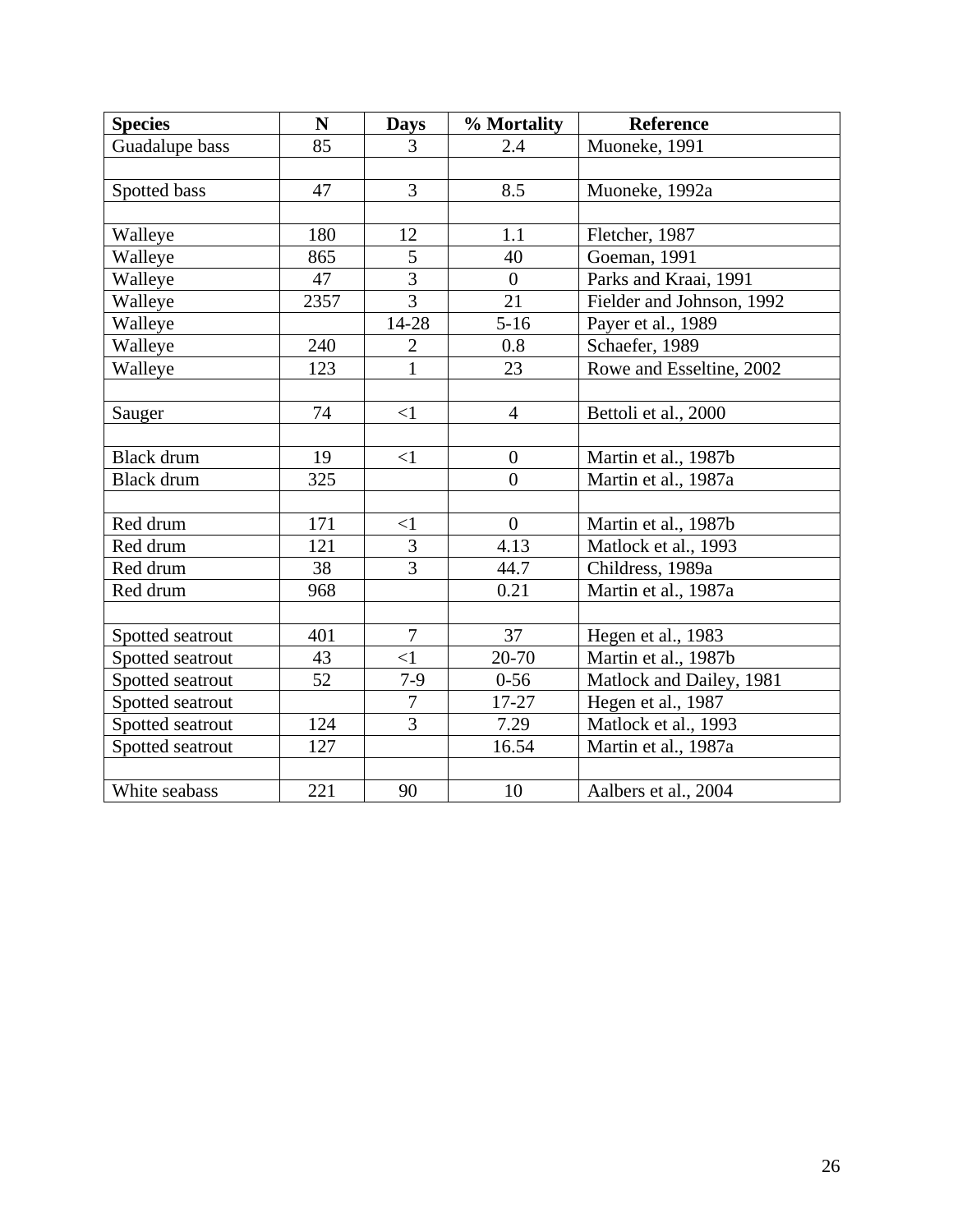| Species | N | Days | % Mortality | Reference |
|---|---|---|---|---|
| Guadalupe bass | 85 | 3 | 2.4 | Muoneke, 1991 |
| | | | | |
| Spotted bass | 47 | 3 | 8.5 | Muoneke, 1992a |
| | | | | |
| Walleye | 180 | 12 | 1.1 | Fletcher, 1987 |
| Walleye | 865 | 5 | 40 | Goeman, 1991 |
| Walleye | 47 | 3 | 0 | Parks and Kraai, 1991 |
| Walleye | 2357 | 3 | 21 | Fielder and Johnson, 1992 |
| Walleye | | 14-28 | 5-16 | Payer et al., 1989 |
| Walleye | 240 | 2 | 0.8 | Schaefer, 1989 |
| Walleye | 123 | 1 | 23 | Rowe and Esseltine, 2002 |
| | | | | |
| Sauger | 74 | <1 | 4 | Bettoli et al., 2000 |
| | | | | |
| Black drum | 19 | <1 | 0 | Martin et al., 1987b |
| Black drum | 325 | | 0 | Martin et al., 1987a |
| | | | | |
| Red drum | 171 | <1 | 0 | Martin et al., 1987b |
| Red drum | 121 | 3 | 4.13 | Matlock et al., 1993 |
| Red drum | 38 | 3 | 44.7 | Childress, 1989a |
| Red drum | 968 | | 0.21 | Martin et al., 1987a |
| | | | | |
| Spotted seatrout | 401 | 7 | 37 | Hegen et al., 1983 |
| Spotted seatrout | 43 | <1 | 20-70 | Martin et al., 1987b |
| Spotted seatrout | 52 | 7-9 | 0-56 | Matlock and Dailey, 1981 |
| Spotted seatrout | | 7 | 17-27 | Hegen et al., 1987 |
| Spotted seatrout | 124 | 3 | 7.29 | Matlock et al., 1993 |
| Spotted seatrout | 127 | | 16.54 | Martin et al., 1987a |
| | | | | |
| White seabass | 221 | 90 | 10 | Aalbers et al., 2004 |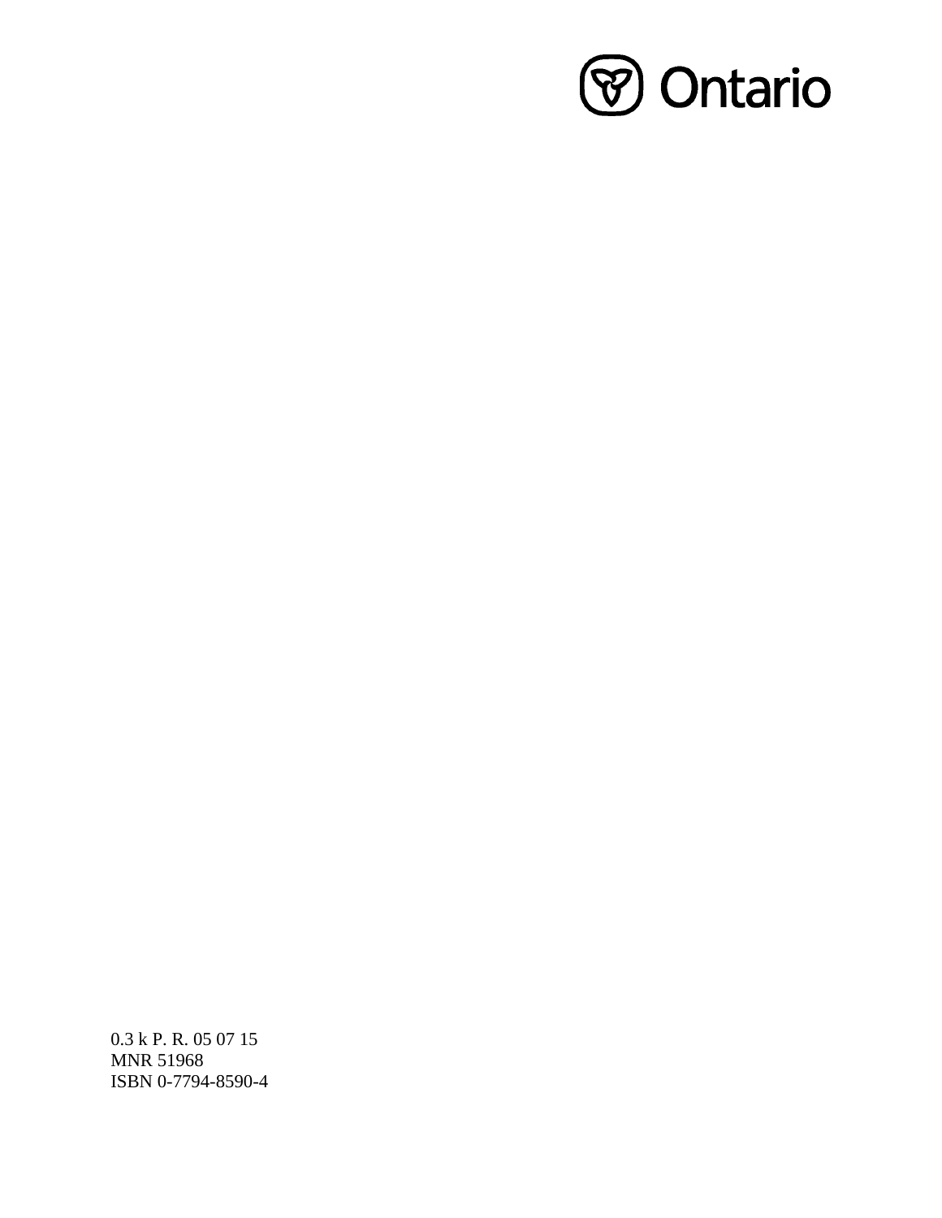Ontario

0.3 k P. R. 05 07 15
MNR 51968
ISBN 0-7794-8590-4